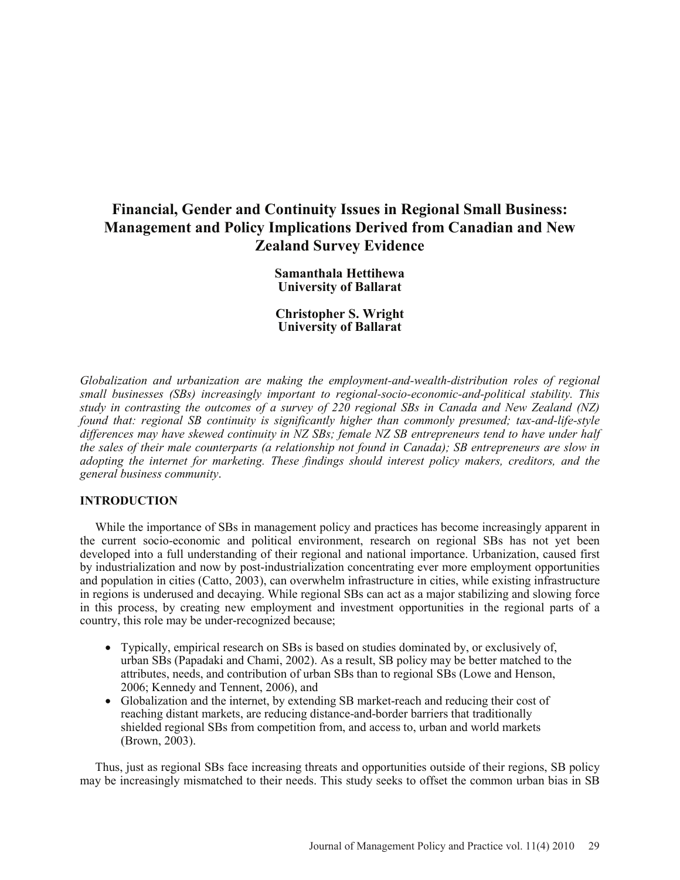# Financial, Gender and Continuity Issues in Regional Small Business: Management and Policy Implications Derived from Canadian and New Zealand Survey Evidence

**Samanthala Hettihewa**
**University of Ballarat**

**Christopher S. Wright**
**University of Ballarat**

*Globalization and urbanization are making the employment-and-wealth-distribution roles of regional small businesses (SBs) increasingly important to regional-socio-economic-and-political stability. This study in contrasting the outcomes of a survey of 220 regional SBs in Canada and New Zealand (NZ) found that: regional SB continuity is significantly higher than commonly presumed; tax-and-life-style differences may have skewed continuity in NZ SBs; female NZ SB entrepreneurs tend to have under half the sales of their male counterparts (a relationship not found in Canada); SB entrepreneurs are slow in adopting the internet for marketing. These findings should interest policy makers, creditors, and the general business community.*

## INTRODUCTION

While the importance of SBs in management policy and practices has become increasingly apparent in the current socio-economic and political environment, research on regional SBs has not yet been developed into a full understanding of their regional and national importance. Urbanization, caused first by industrialization and now by post-industrialization concentrating ever more employment opportunities and population in cities (Catto, 2003), can overwhelm infrastructure in cities, while existing infrastructure in regions is underused and decaying. While regional SBs can act as a major stabilizing and slowing force in this process, by creating new employment and investment opportunities in the regional parts of a country, this role may be under-recognized because;

- Typically, empirical research on SBs is based on studies dominated by, or exclusively of, urban SBs (Papadaki and Chami, 2002). As a result, SB policy may be better matched to the attributes, needs, and contribution of urban SBs than to regional SBs (Lowe and Henson, 2006; Kennedy and Tennent, 2006), and
- Globalization and the internet, by extending SB market-reach and reducing their cost of reaching distant markets, are reducing distance-and-border barriers that traditionally shielded regional SBs from competition from, and access to, urban and world markets (Brown, 2003).

Thus, just as regional SBs face increasing threats and opportunities outside of their regions, SB policy may be increasingly mismatched to their needs. This study seeks to offset the common urban bias in SB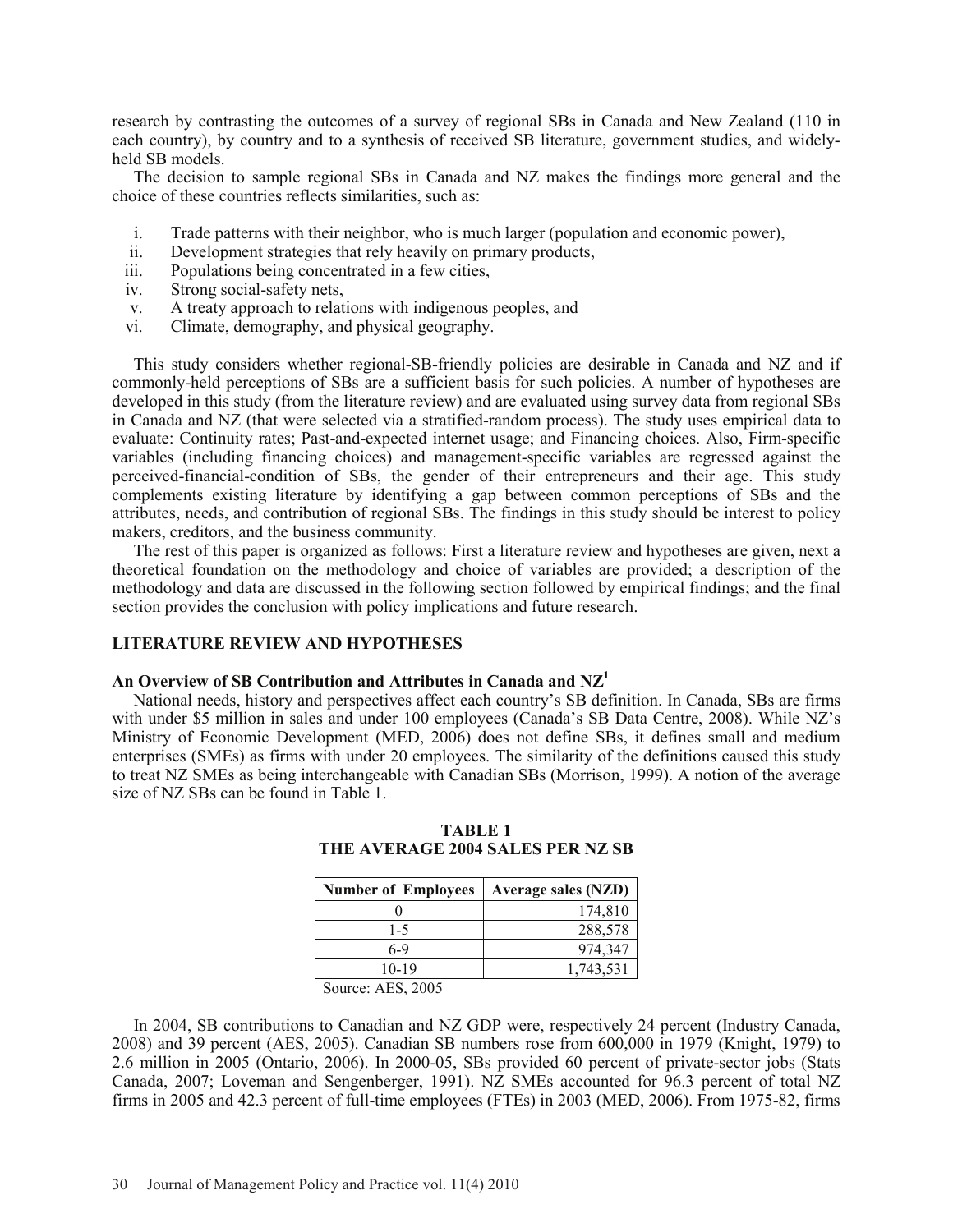research by contrasting the outcomes of a survey of regional SBs in Canada and New Zealand (110 in each country), by country and to a synthesis of received SB literature, government studies, and widely-held SB models.

The decision to sample regional SBs in Canada and NZ makes the findings more general and the choice of these countries reflects similarities, such as:

i. Trade patterns with their neighbor, who is much larger (population and economic power),
ii. Development strategies that rely heavily on primary products,
iii. Populations being concentrated in a few cities,
iv. Strong social-safety nets,
v. A treaty approach to relations with indigenous peoples, and
vi. Climate, demography, and physical geography.

This study considers whether regional-SB-friendly policies are desirable in Canada and NZ and if commonly-held perceptions of SBs are a sufficient basis for such policies. A number of hypotheses are developed in this study (from the literature review) and are evaluated using survey data from regional SBs in Canada and NZ (that were selected via a stratified-random process). The study uses empirical data to evaluate: Continuity rates; Past-and-expected internet usage; and Financing choices. Also, Firm-specific variables (including financing choices) and management-specific variables are regressed against the perceived-financial-condition of SBs, the gender of their entrepreneurs and their age. This study complements existing literature by identifying a gap between common perceptions of SBs and the attributes, needs, and contribution of regional SBs. The findings in this study should be interest to policy makers, creditors, and the business community.

The rest of this paper is organized as follows: First a literature review and hypotheses are given, next a theoretical foundation on the methodology and choice of variables are provided; a description of the methodology and data are discussed in the following section followed by empirical findings; and the final section provides the conclusion with policy implications and future research.

## LITERATURE REVIEW AND HYPOTHESES

### An Overview of SB Contribution and Attributes in Canada and NZ[1]

National needs, history and perspectives affect each country's SB definition. In Canada, SBs are firms with under \$5 million in sales and under 100 employees (Canada's SB Data Centre, 2008). While NZ's Ministry of Economic Development (MED, 2006) does not define SBs, it defines small and medium enterprises (SMEs) as firms with under 20 employees. The similarity of the definitions caused this study to treat NZ SMEs as being interchangeable with Canadian SBs (Morrison, 1999). A notion of the average size of NZ SBs can be found in Table 1.

**TABLE 1**
**THE AVERAGE 2004 SALES PER NZ SB**

| Number of Employees | Average sales (NZD) |
|---|---|
| 0 | 174,810 |
| 1-5 | 288,578 |
| 6-9 | 974,347 |
| 10-19 | 1,743,531 |

Source: AES, 2005

In 2004, SB contributions to Canadian and NZ GDP were, respectively 24 percent (Industry Canada, 2008) and 39 percent (AES, 2005). Canadian SB numbers rose from 600,000 in 1979 (Knight, 1979) to 2.6 million in 2005 (Ontario, 2006). In 2000-05, SBs provided 60 percent of private-sector jobs (Stats Canada, 2007; Loveman and Sengenberger, 1991). NZ SMEs accounted for 96.3 percent of total NZ firms in 2005 and 42.3 percent of full-time employees (FTEs) in 2003 (MED, 2006). From 1975-82, firms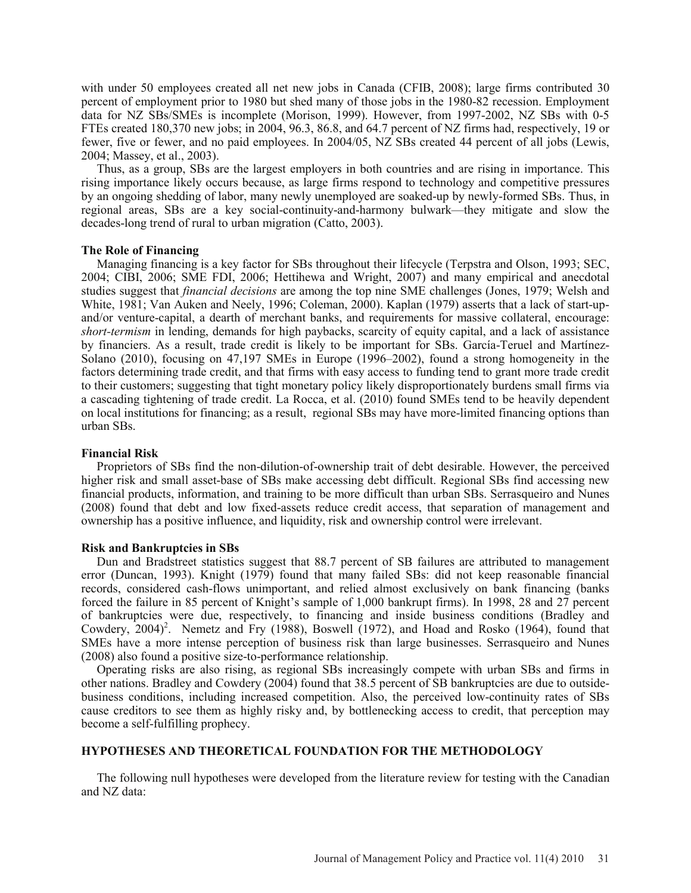with under 50 employees created all net new jobs in Canada (CFIB, 2008); large firms contributed 30 percent of employment prior to 1980 but shed many of those jobs in the 1980-82 recession. Employment data for NZ SBs/SMEs is incomplete (Morison, 1999). However, from 1997-2002, NZ SBs with 0-5 FTEs created 180,370 new jobs; in 2004, 96.3, 86.8, and 64.7 percent of NZ firms had, respectively, 19 or fewer, five or fewer, and no paid employees. In 2004/05, NZ SBs created 44 percent of all jobs (Lewis, 2004; Massey, et al., 2003).

Thus, as a group, SBs are the largest employers in both countries and are rising in importance. This rising importance likely occurs because, as large firms respond to technology and competitive pressures by an ongoing shedding of labor, many newly unemployed are soaked-up by newly-formed SBs. Thus, in regional areas, SBs are a key social-continuity-and-harmony bulwark—they mitigate and slow the decades-long trend of rural to urban migration (Catto, 2003).

### The Role of Financing

Managing financing is a key factor for SBs throughout their lifecycle (Terpstra and Olson, 1993; SEC, 2004; CIBI, 2006; SME FDI, 2006; Hettihewa and Wright, 2007) and many empirical and anecdotal studies suggest that *financial decisions* are among the top nine SME challenges (Jones, 1979; Welsh and White, 1981; Van Auken and Neely, 1996; Coleman, 2000). Kaplan (1979) asserts that a lack of start-up-and/or venture-capital, a dearth of merchant banks, and requirements for massive collateral, encourage: *short-termism* in lending, demands for high paybacks, scarcity of equity capital, and a lack of assistance by financiers. As a result, trade credit is likely to be important for SBs. García-Teruel and Martínez-Solano (2010), focusing on 47,197 SMEs in Europe (1996–2002), found a strong homogeneity in the factors determining trade credit, and that firms with easy access to funding tend to grant more trade credit to their customers; suggesting that tight monetary policy likely disproportionately burdens small firms via a cascading tightening of trade credit. La Rocca, et al. (2010) found SMEs tend to be heavily dependent on local institutions for financing; as a result, regional SBs may have more-limited financing options than urban SBs.

### Financial Risk

Proprietors of SBs find the non-dilution-of-ownership trait of debt desirable. However, the perceived higher risk and small asset-base of SBs make accessing debt difficult. Regional SBs find accessing new financial products, information, and training to be more difficult than urban SBs. Serrasqueiro and Nunes (2008) found that debt and low fixed-assets reduce credit access, that separation of management and ownership has a positive influence, and liquidity, risk and ownership control were irrelevant.

### Risk and Bankruptcies in SBs

Dun and Bradstreet statistics suggest that 88.7 percent of SB failures are attributed to management error (Duncan, 1993). Knight (1979) found that many failed SBs: did not keep reasonable financial records, considered cash-flows unimportant, and relied almost exclusively on bank financing (banks forced the failure in 85 percent of Knight's sample of 1,000 bankrupt firms). In 1998, 28 and 27 percent of bankruptcies were due, respectively, to financing and inside business conditions (Bradley and Cowdery, 2004)[2]. Nemetz and Fry (1988), Boswell (1972), and Hoad and Rosko (1964), found that SMEs have a more intense perception of business risk than large businesses. Serrasqueiro and Nunes (2008) also found a positive size-to-performance relationship.

Operating risks are also rising, as regional SBs increasingly compete with urban SBs and firms in other nations. Bradley and Cowdery (2004) found that 38.5 percent of SB bankruptcies are due to outside-business conditions, including increased competition. Also, the perceived low-continuity rates of SBs cause creditors to see them as highly risky and, by bottlenecking access to credit, that perception may become a self-fulfilling prophecy.

## HYPOTHESES AND THEORETICAL FOUNDATION FOR THE METHODOLOGY

The following null hypotheses were developed from the literature review for testing with the Canadian and NZ data: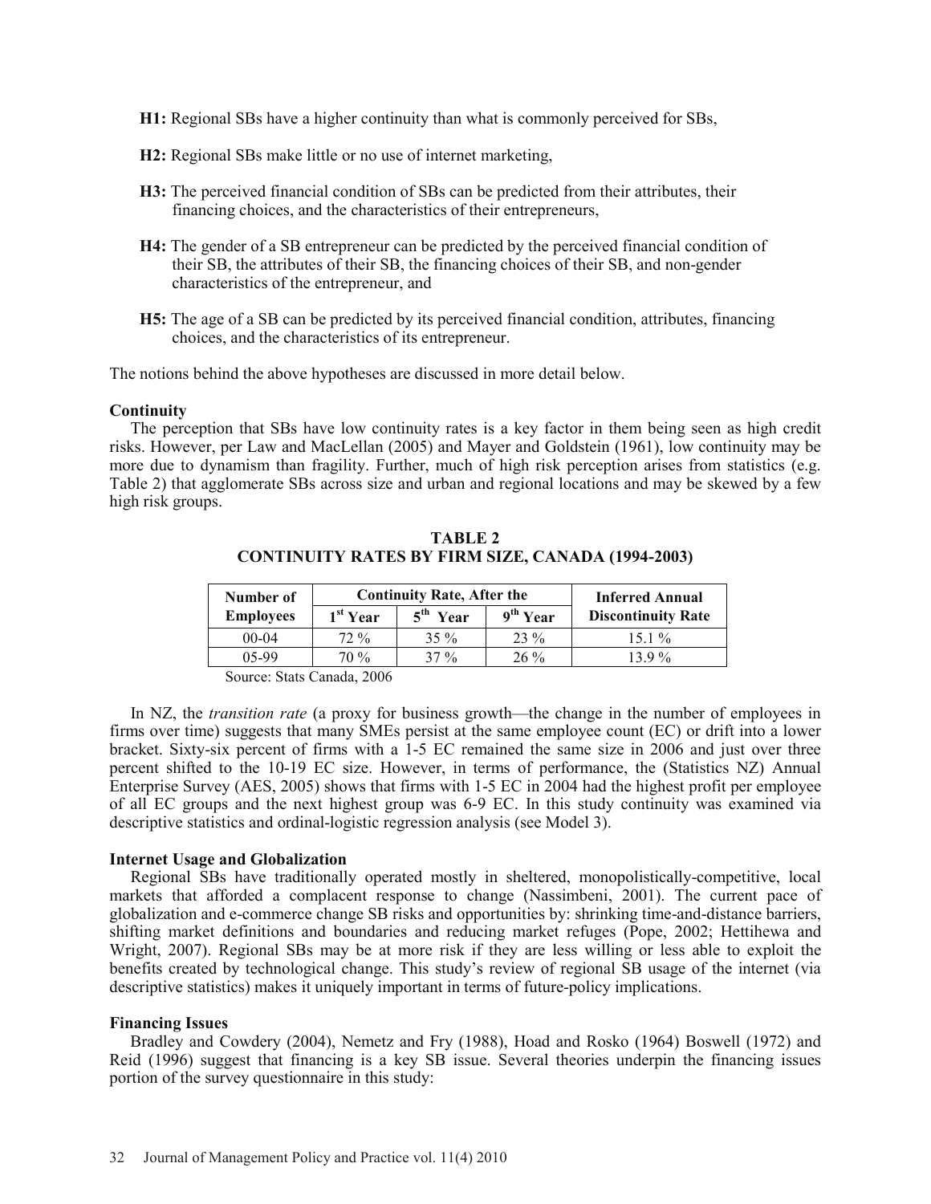**H1:** Regional SBs have a higher continuity than what is commonly perceived for SBs,

**H2:** Regional SBs make little or no use of internet marketing,

**H3:** The perceived financial condition of SBs can be predicted from their attributes, their financing choices, and the characteristics of their entrepreneurs,

**H4:** The gender of a SB entrepreneur can be predicted by the perceived financial condition of their SB, the attributes of their SB, the financing choices of their SB, and non-gender characteristics of the entrepreneur, and

**H5:** The age of a SB can be predicted by its perceived financial condition, attributes, financing choices, and the characteristics of its entrepreneur.

The notions behind the above hypotheses are discussed in more detail below.

### Continuity

The perception that SBs have low continuity rates is a key factor in them being seen as high credit risks. However, per Law and MacLellan (2005) and Mayer and Goldstein (1961), low continuity may be more due to dynamism than fragility. Further, much of high risk perception arises from statistics (e.g. Table 2) that agglomerate SBs across size and urban and regional locations and may be skewed by a few high risk groups.

**TABLE 2**
**CONTINUITY RATES BY FIRM SIZE, CANADA (1994-2003)**

| Number of Employees | Continuity Rate, After the | | | Inferred Annual Discontinuity Rate |
|---|---|---|---|---|
| | 1st Year | 5th Year | 9th Year | |
| 00-04 | 72 % | 35 % | 23 % | 15.1 % |
| 05-99 | 70 % | 37 % | 26 % | 13.9 % |

Source: Stats Canada, 2006

In NZ, the *transition rate* (a proxy for business growth—the change in the number of employees in firms over time) suggests that many SMEs persist at the same employee count (EC) or drift into a lower bracket. Sixty-six percent of firms with a 1-5 EC remained the same size in 2006 and just over three percent shifted to the 10-19 EC size. However, in terms of performance, the (Statistics NZ) Annual Enterprise Survey (AES, 2005) shows that firms with 1-5 EC in 2004 had the highest profit per employee of all EC groups and the next highest group was 6-9 EC. In this study continuity was examined via descriptive statistics and ordinal-logistic regression analysis (see Model 3).

### Internet Usage and Globalization

Regional SBs have traditionally operated mostly in sheltered, monopolistically-competitive, local markets that afforded a complacent response to change (Nassimbeni, 2001). The current pace of globalization and e-commerce change SB risks and opportunities by: shrinking time-and-distance barriers, shifting market definitions and boundaries and reducing market refuges (Pope, 2002; Hettihewa and Wright, 2007). Regional SBs may be at more risk if they are less willing or less able to exploit the benefits created by technological change. This study's review of regional SB usage of the internet (via descriptive statistics) makes it uniquely important in terms of future-policy implications.

### Financing Issues

Bradley and Cowdery (2004), Nemetz and Fry (1988), Hoad and Rosko (1964) Boswell (1972) and Reid (1996) suggest that financing is a key SB issue. Several theories underpin the financing issues portion of the survey questionnaire in this study: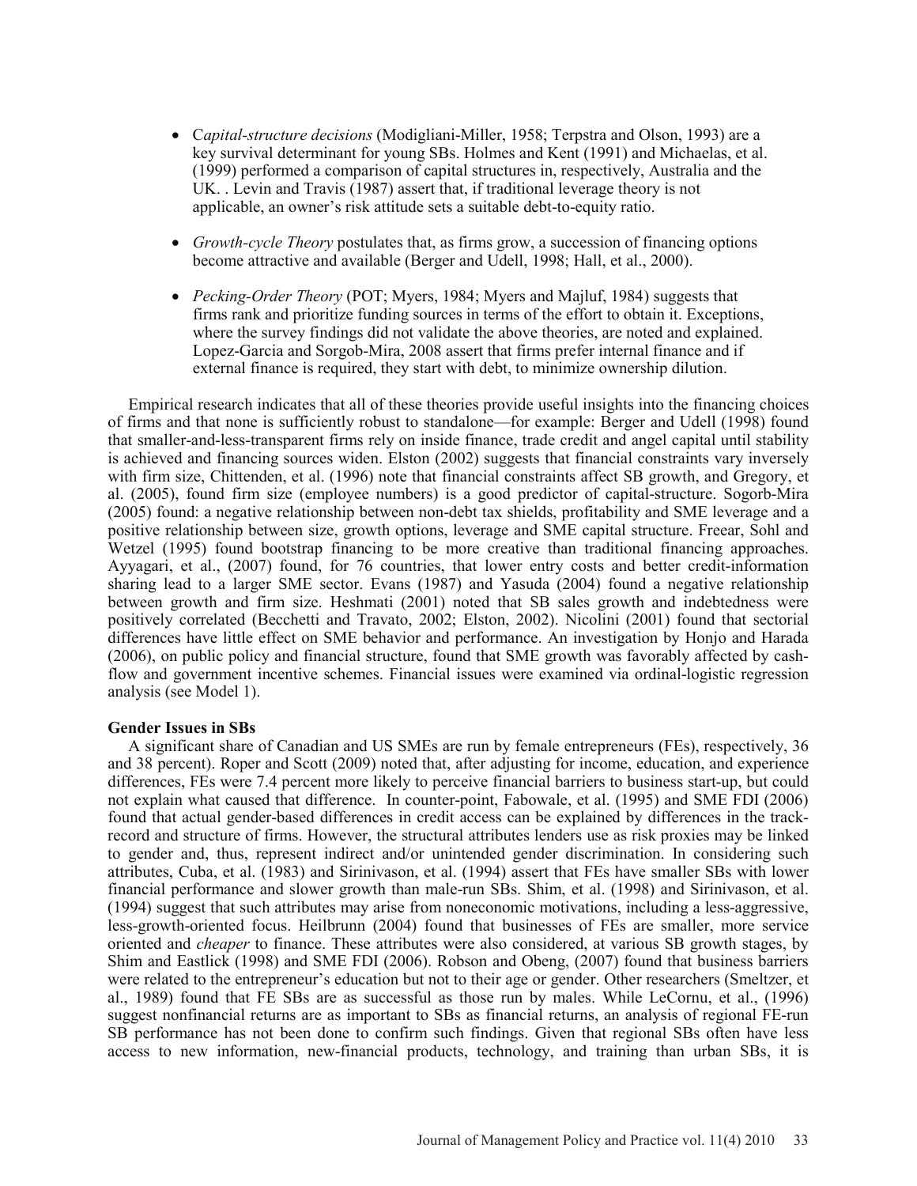- C*apital-structure decisions* (Modigliani-Miller, 1958; Terpstra and Olson, 1993) are a key survival determinant for young SBs. Holmes and Kent (1991) and Michaelas, et al. (1999) performed a comparison of capital structures in, respectively, Australia and the UK. . Levin and Travis (1987) assert that, if traditional leverage theory is not applicable, an owner's risk attitude sets a suitable debt-to-equity ratio.

- *Growth-cycle Theory* postulates that, as firms grow, a succession of financing options become attractive and available (Berger and Udell, 1998; Hall, et al., 2000).

- *Pecking-Order Theory* (POT; Myers, 1984; Myers and Majluf, 1984) suggests that firms rank and prioritize funding sources in terms of the effort to obtain it. Exceptions, where the survey findings did not validate the above theories, are noted and explained. Lopez-Garcia and Sorgob-Mira, 2008 assert that firms prefer internal finance and if external finance is required, they start with debt, to minimize ownership dilution.

Empirical research indicates that all of these theories provide useful insights into the financing choices of firms and that none is sufficiently robust to standalone—for example: Berger and Udell (1998) found that smaller-and-less-transparent firms rely on inside finance, trade credit and angel capital until stability is achieved and financing sources widen. Elston (2002) suggests that financial constraints vary inversely with firm size, Chittenden, et al. (1996) note that financial constraints affect SB growth, and Gregory, et al. (2005), found firm size (employee numbers) is a good predictor of capital-structure. Sogorb-Mira (2005) found: a negative relationship between non-debt tax shields, profitability and SME leverage and a positive relationship between size, growth options, leverage and SME capital structure. Freear, Sohl and Wetzel (1995) found bootstrap financing to be more creative than traditional financing approaches. Ayyagari, et al., (2007) found, for 76 countries, that lower entry costs and better credit-information sharing lead to a larger SME sector. Evans (1987) and Yasuda (2004) found a negative relationship between growth and firm size. Heshmati (2001) noted that SB sales growth and indebtedness were positively correlated (Becchetti and Travato, 2002; Elston, 2002). Nicolini (2001) found that sectorial differences have little effect on SME behavior and performance. An investigation by Honjo and Harada (2006), on public policy and financial structure, found that SME growth was favorably affected by cash-flow and government incentive schemes. Financial issues were examined via ordinal-logistic regression analysis (see Model 1).

**Gender Issues in SBs**

A significant share of Canadian and US SMEs are run by female entrepreneurs (FEs), respectively, 36 and 38 percent). Roper and Scott (2009) noted that, after adjusting for income, education, and experience differences, FEs were 7.4 percent more likely to perceive financial barriers to business start-up, but could not explain what caused that difference. In counter-point, Fabowale, et al. (1995) and SME FDI (2006) found that actual gender-based differences in credit access can be explained by differences in the track-record and structure of firms. However, the structural attributes lenders use as risk proxies may be linked to gender and, thus, represent indirect and/or unintended gender discrimination. In considering such attributes, Cuba, et al. (1983) and Sirinivason, et al. (1994) assert that FEs have smaller SBs with lower financial performance and slower growth than male-run SBs. Shim, et al. (1998) and Sirinivason, et al. (1994) suggest that such attributes may arise from noneconomic motivations, including a less-aggressive, less-growth-oriented focus. Heilbrunn (2004) found that businesses of FEs are smaller, more service oriented and *cheaper* to finance. These attributes were also considered, at various SB growth stages, by Shim and Eastlick (1998) and SME FDI (2006). Robson and Obeng, (2007) found that business barriers were related to the entrepreneur's education but not to their age or gender. Other researchers (Smeltzer, et al., 1989) found that FE SBs are as successful as those run by males. While LeCornu, et al., (1996) suggest nonfinancial returns are as important to SBs as financial returns, an analysis of regional FE-run SB performance has not been done to confirm such findings. Given that regional SBs often have less access to new information, new-financial products, technology, and training than urban SBs, it is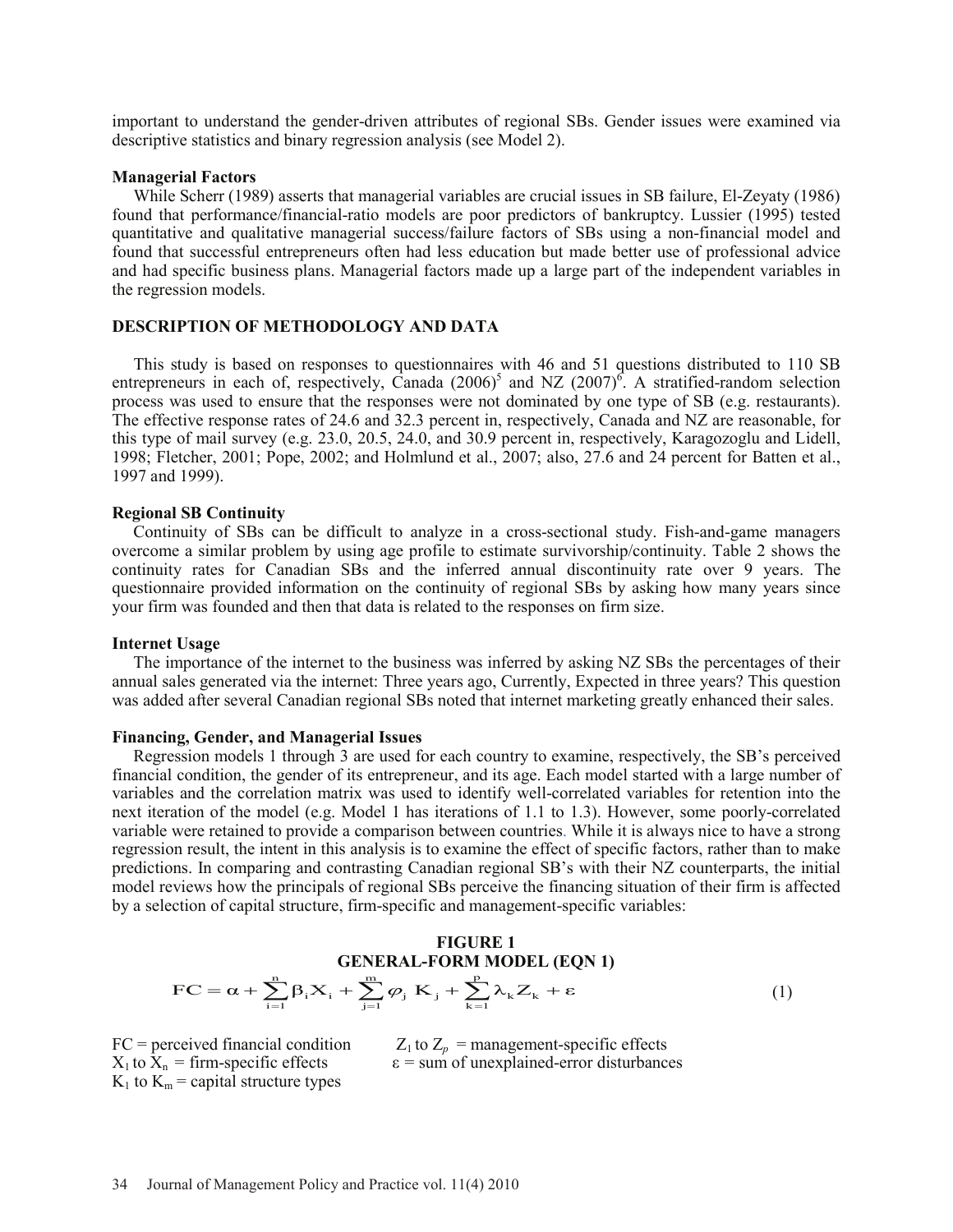important to understand the gender-driven attributes of regional SBs. Gender issues were examined via descriptive statistics and binary regression analysis (see Model 2).

### Managerial Factors

While Scherr (1989) asserts that managerial variables are crucial issues in SB failure, El-Zeyaty (1986) found that performance/financial-ratio models are poor predictors of bankruptcy. Lussier (1995) tested quantitative and qualitative managerial success/failure factors of SBs using a non-financial model and found that successful entrepreneurs often had less education but made better use of professional advice and had specific business plans. Managerial factors made up a large part of the independent variables in the regression models.

## DESCRIPTION OF METHODOLOGY AND DATA

This study is based on responses to questionnaires with 46 and 51 questions distributed to 110 SB entrepreneurs in each of, respectively, Canada (2006)[5] and NZ (2007)[6]. A stratified-random selection process was used to ensure that the responses were not dominated by one type of SB (e.g. restaurants). The effective response rates of 24.6 and 32.3 percent in, respectively, Canada and NZ are reasonable, for this type of mail survey (e.g. 23.0, 20.5, 24.0, and 30.9 percent in, respectively, Karagozoglu and Lidell, 1998; Fletcher, 2001; Pope, 2002; and Holmlund et al., 2007; also, 27.6 and 24 percent for Batten et al., 1997 and 1999).

### Regional SB Continuity

Continuity of SBs can be difficult to analyze in a cross-sectional study. Fish-and-game managers overcome a similar problem by using age profile to estimate survivorship/continuity. Table 2 shows the continuity rates for Canadian SBs and the inferred annual discontinuity rate over 9 years. The questionnaire provided information on the continuity of regional SBs by asking how many years since your firm was founded and then that data is related to the responses on firm size.

### Internet Usage

The importance of the internet to the business was inferred by asking NZ SBs the percentages of their annual sales generated via the internet: Three years ago, Currently, Expected in three years? This question was added after several Canadian regional SBs noted that internet marketing greatly enhanced their sales.

### Financing, Gender, and Managerial Issues

Regression models 1 through 3 are used for each country to examine, respectively, the SB's perceived financial condition, the gender of its entrepreneur, and its age. Each model started with a large number of variables and the correlation matrix was used to identify well-correlated variables for retention into the next iteration of the model (e.g. Model 1 has iterations of 1.1 to 1.3). However, some poorly-correlated variable were retained to provide a comparison between countries. While it is always nice to have a strong regression result, the intent in this analysis is to examine the effect of specific factors, rather than to make predictions. In comparing and contrasting Canadian regional SB's with their NZ counterparts, the initial model reviews how the principals of regional SBs perceive the financing situation of their firm is affected by a selection of capital structure, firm-specific and management-specific variables:

**FIGURE 1**
**GENERAL-FORM MODEL (EQN 1)**

$$\mathrm{FC} = \alpha + \sum_{i=1}^{n} \beta_i X_i + \sum_{j=1}^{m} \varphi_j K_j + \sum_{k=1}^{p} \lambda_k Z_k + \varepsilon \qquad (1)$$

FC = perceived financial condition
$X_1$ to $X_n$ = firm-specific effects
$K_1$ to $K_m$ = capital structure types
$Z_1$ to $Z_p$ = management-specific effects
$\varepsilon$ = sum of unexplained-error disturbances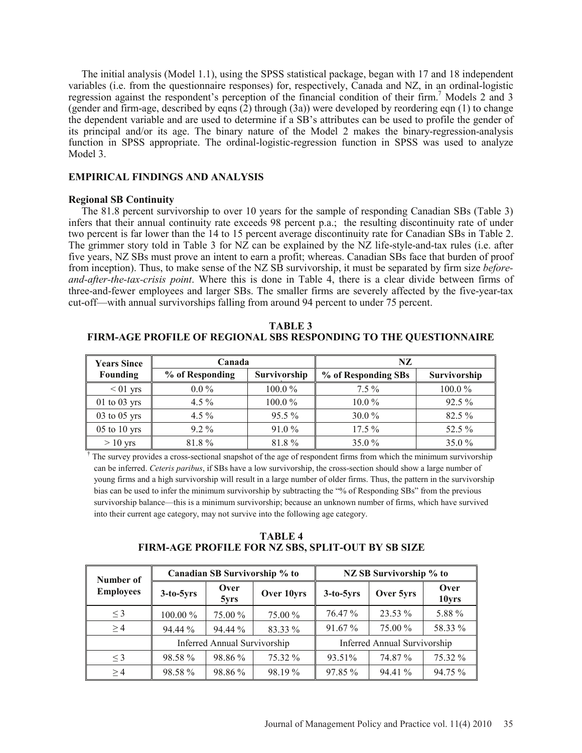The initial analysis (Model 1.1), using the SPSS statistical package, began with 17 and 18 independent variables (i.e. from the questionnaire responses) for, respectively, Canada and NZ, in an ordinal-logistic regression against the respondent's perception of the financial condition of their firm.[7] Models 2 and 3 (gender and firm-age, described by eqns (2) through (3a)) were developed by reordering eqn (1) to change the dependent variable and are used to determine if a SB's attributes can be used to profile the gender of its principal and/or its age. The binary nature of the Model 2 makes the binary-regression-analysis function in SPSS appropriate. The ordinal-logistic-regression function in SPSS was used to analyze Model 3.

## EMPIRICAL FINDINGS AND ANALYSIS

### Regional SB Continuity

The 81.8 percent survivorship to over 10 years for the sample of responding Canadian SBs (Table 3) infers that their annual continuity rate exceeds 98 percent p.a.; the resulting discontinuity rate of under two percent is far lower than the 14 to 15 percent average discontinuity rate for Canadian SBs in Table 2. The grimmer story told in Table 3 for NZ can be explained by the NZ life-style-and-tax rules (i.e. after five years, NZ SBs must prove an intent to earn a profit; whereas. Canadian SBs face that burden of proof from inception). Thus, to make sense of the NZ SB survivorship, it must be separated by firm size *before-and-after-the-tax-crisis point*. Where this is done in Table 4, there is a clear divide between firms of three-and-fewer employees and larger SBs. The smaller firms are severely affected by the five-year-tax cut-off—with annual survivorships falling from around 94 percent to under 75 percent.

**TABLE 3**
**FIRM-AGE PROFILE OF REGIONAL SBS RESPONDING TO THE QUESTIONNAIRE**

| Years Since Founding | Canada | | NZ | |
|---|---|---|---|---|
| | % of Responding | Survivorship | % of Responding SBs | Survivorship |
| < 01 yrs | 0.0 % | 100.0 % | 7.5 % | 100.0 % |
| 01 to 03 yrs | 4.5 % | 100.0 % | 10.0 % | 92.5 % |
| 03 to 05 yrs | 4.5 % | 95.5 % | 30.0 % | 82.5 % |
| 05 to 10 yrs | 9.2 % | 91.0 % | 17.5 % | 52.5 % |
| > 10 yrs | 81.8 % | 81.8 % | 35.0 % | 35.0 % |

† The survey provides a cross-sectional snapshot of the age of respondent firms from which the minimum survivorship can be inferred. *Ceteris paribus*, if SBs have a low survivorship, the cross-section should show a large number of young firms and a high survivorship will result in a large number of older firms. Thus, the pattern in the survivorship bias can be used to infer the minimum survivorship by subtracting the "% of Responding SBs" from the previous survivorship balance—this is a minimum survivorship; because an unknown number of firms, which have survived into their current age category, may not survive into the following age category.

**TABLE 4**
**FIRM-AGE PROFILE FOR NZ SBS, SPLIT-OUT BY SB SIZE**

| Number of Employees | Canadian SB Survivorship % to | | | NZ SB Survivorship % to | | |
|---|---|---|---|---|---|---|
| | 3-to-5yrs | Over 5yrs | Over 10yrs | 3-to-5yrs | Over 5yrs | Over 10yrs |
| ≤ 3 | 100.00 % | 75.00 % | 75.00 % | 76.47 % | 23.53 % | 5.88 % |
| ≥ 4 | 94.44 % | 94.44 % | 83.33 % | 91.67 % | 75.00 % | 58.33 % |
| | Inferred Annual Survivorship | | | Inferred Annual Survivorship | | |
| ≤ 3 | 98.58 % | 98.86 % | 75.32 % | 93.51% | 74.87 % | 75.32 % |
| ≥ 4 | 98.58 % | 98.86 % | 98.19 % | 97.85 % | 94.41 % | 94.75 % |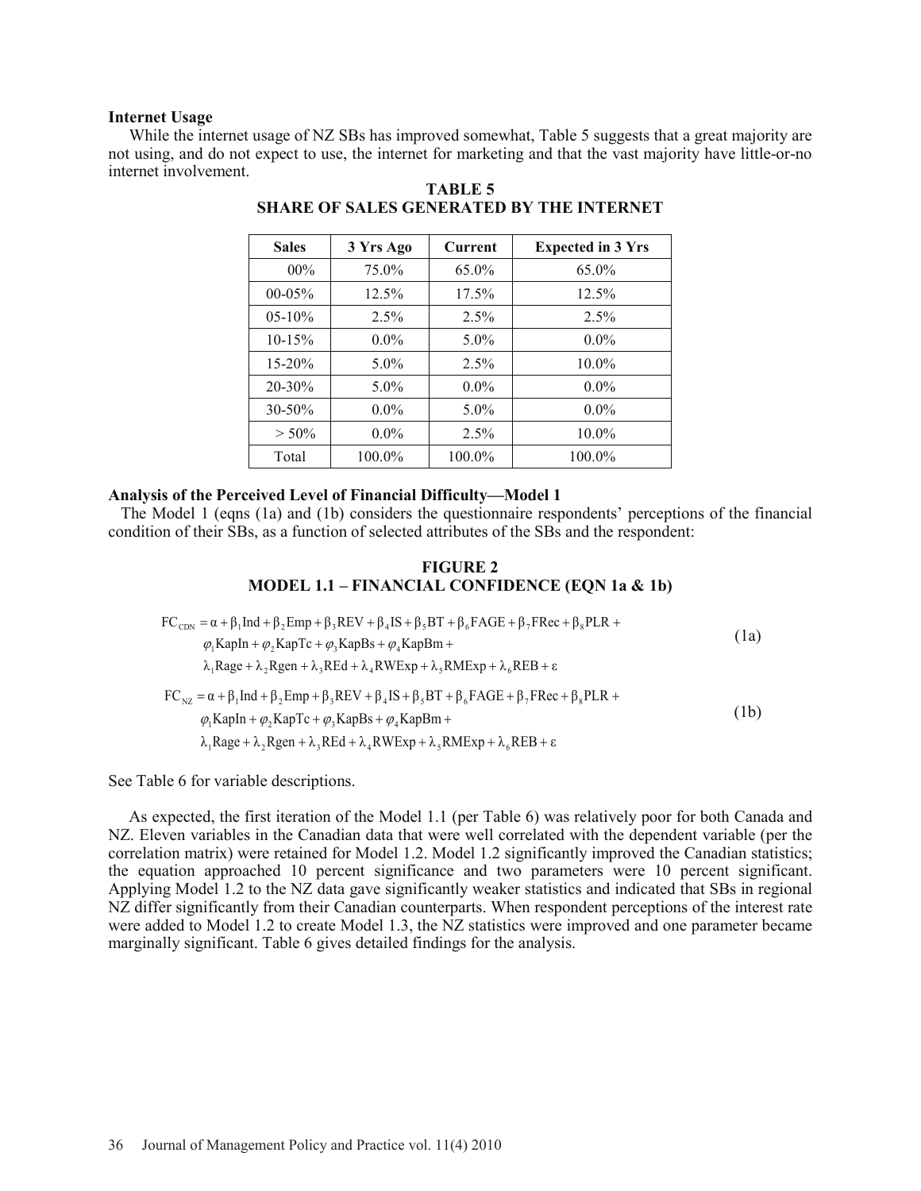### Internet Usage

While the internet usage of NZ SBs has improved somewhat, Table 5 suggests that a great majority are not using, and do not expect to use, the internet for marketing and that the vast majority have little-or-no internet involvement.

**TABLE 5**
**SHARE OF SALES GENERATED BY THE INTERNET**

| Sales | 3 Yrs Ago | Current | Expected in 3 Yrs |
|---|---|---|---|
| 00% | 75.0% | 65.0% | 65.0% |
| 00-05% | 12.5% | 17.5% | 12.5% |
| 05-10% | 2.5% | 2.5% | 2.5% |
| 10-15% | 0.0% | 5.0% | 0.0% |
| 15-20% | 5.0% | 2.5% | 10.0% |
| 20-30% | 5.0% | 0.0% | 0.0% |
| 30-50% | 0.0% | 5.0% | 0.0% |
| > 50% | 0.0% | 2.5% | 10.0% |
| Total | 100.0% | 100.0% | 100.0% |

### Analysis of the Perceived Level of Financial Difficulty—Model 1

The Model 1 (eqns (1a) and (1b) considers the questionnaire respondents' perceptions of the financial condition of their SBs, as a function of selected attributes of the SBs and the respondent:

**FIGURE 2**
**MODEL 1.1 – FINANCIAL CONFIDENCE (EQN 1a & 1b)**

$$
\begin{aligned}
FC_{CDN} = {} & \alpha + \beta_1 \text{Ind} + \beta_2 \text{Emp} + \beta_3 \text{REV} + \beta_4 \text{IS} + \beta_5 \text{BT} + \beta_6 \text{FAGE} + \beta_7 \text{FRec} + \beta_8 \text{PLR} + \\
& \varphi_1 \text{KapIn} + \varphi_2 \text{KapTc} + \varphi_3 \text{KapBs} + \varphi_4 \text{KapBm} + \\
& \lambda_1 \text{Rage} + \lambda_2 \text{Rgen} + \lambda_3 \text{REd} + \lambda_4 \text{RWExp} + \lambda_5 \text{RMExp} + \lambda_6 \text{REB} + \varepsilon
\end{aligned} \tag{1a}
$$

$$
\begin{aligned}
FC_{NZ} = {} & \alpha + \beta_1 \text{Ind} + \beta_2 \text{Emp} + \beta_3 \text{REV} + \beta_4 \text{IS} + \beta_5 \text{BT} + \beta_6 \text{FAGE} + \beta_7 \text{FRec} + \beta_8 \text{PLR} + \\
& \varphi_1 \text{KapIn} + \varphi_2 \text{KapTc} + \varphi_3 \text{KapBs} + \varphi_4 \text{KapBm} + \\
& \lambda_1 \text{Rage} + \lambda_2 \text{Rgen} + \lambda_3 \text{REd} + \lambda_4 \text{RWExp} + \lambda_5 \text{RMExp} + \lambda_6 \text{REB} + \varepsilon
\end{aligned} \tag{1b}
$$

See Table 6 for variable descriptions.

As expected, the first iteration of the Model 1.1 (per Table 6) was relatively poor for both Canada and NZ. Eleven variables in the Canadian data that were well correlated with the dependent variable (per the correlation matrix) were retained for Model 1.2. Model 1.2 significantly improved the Canadian statistics; the equation approached 10 percent significance and two parameters were 10 percent significant. Applying Model 1.2 to the NZ data gave significantly weaker statistics and indicated that SBs in regional NZ differ significantly from their Canadian counterparts. When respondent perceptions of the interest rate were added to Model 1.2 to create Model 1.3, the NZ statistics were improved and one parameter became marginally significant. Table 6 gives detailed findings for the analysis.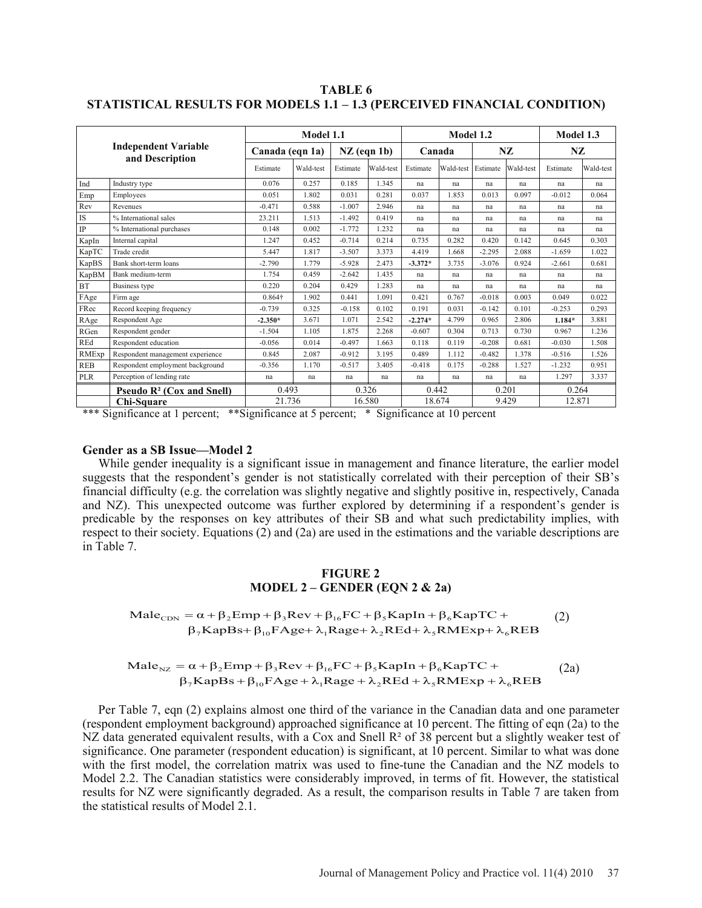**TABLE 6**
**STATISTICAL RESULTS FOR MODELS 1.1 – 1.3 (PERCEIVED FINANCIAL CONDITION)**

| Independent Variable and Description | | Model 1.1 | | | | Model 1.2 | | | | Model 1.3 | |
|---|---|---|---|---|---|---|---|---|---|---|---|
| | | Canada (eqn 1a) | | NZ (eqn 1b) | | Canada | | NZ | | NZ | |
| | | Estimate | Wald-test | Estimate | Wald-test | Estimate | Wald-test | Estimate | Wald-test | Estimate | Wald-test |
| Ind | Industry type | 0.076 | 0.257 | 0.185 | 1.345 | na | na | na | na | na | na |
| Emp | Employees | 0.051 | 1.802 | 0.031 | 0.281 | 0.037 | 1.853 | 0.013 | 0.097 | -0.012 | 0.064 |
| Rev | Revenues | -0.471 | 0.588 | -1.007 | 2.946 | na | na | na | na | na | na |
| IS | % International sales | 23.211 | 1.513 | -1.492 | 0.419 | na | na | na | na | na | na |
| IP | % International purchases | 0.148 | 0.002 | -1.772 | 1.232 | na | na | na | na | na | na |
| KapIn | Internal capital | 1.247 | 0.452 | -0.714 | 0.214 | 0.735 | 0.282 | 0.420 | 0.142 | 0.645 | 0.303 |
| KapTC | Trade credit | 5.447 | 1.817 | -3.507 | 3.373 | 4.419 | 1.668 | -2.295 | 2.088 | -1.659 | 1.022 |
| KapBS | Bank short-term loans | -2.790 | 1.779 | -5.928 | 2.473 | **-3.372*** | 3.735 | -3.076 | 0.924 | -2.661 | 0.681 |
| KapBM | Bank medium-term | 1.754 | 0.459 | -2.642 | 1.435 | na | na | na | na | na | na |
| BT | Business type | 0.220 | 0.204 | 0.429 | 1.283 | na | na | na | na | na | na |
| FAge | Firm age | 0.864† | 1.902 | 0.441 | 1.091 | 0.421 | 0.767 | -0.018 | 0.003 | 0.049 | 0.022 |
| FRec | Record keeping frequency | -0.739 | 0.325 | -0.158 | 0.102 | 0.191 | 0.031 | -0.142 | 0.101 | -0.253 | 0.293 |
| RAge | Respondent Age | **-2.350*** | 3.671 | 1.071 | 2.542 | **-2.274*** | 4.799 | 0.965 | 2.806 | **1.184*** | 3.881 |
| RGen | Respondent gender | -1.504 | 1.105 | 1.875 | 2.268 | -0.607 | 0.304 | 0.713 | 0.730 | 0.967 | 1.236 |
| REd | Respondent education | -0.056 | 0.014 | -0.497 | 1.663 | 0.118 | 0.119 | -0.208 | 0.681 | -0.030 | 1.508 |
| RMExp | Respondent management experience | 0.845 | 2.087 | -0.912 | 3.195 | 0.489 | 1.112 | -0.482 | 1.378 | -0.516 | 1.526 |
| REB | Respondent employment background | -0.356 | 1.170 | -0.517 | 3.405 | -0.418 | 0.175 | -0.288 | 1.527 | -1.232 | 0.951 |
| PLR | Perception of lending rate | na | na | na | na | na | na | na | na | 1.297 | 3.337 |
| | **Pseudo R² (Cox and Snell)** | 0.493 | | 0.326 | | 0.442 | | 0.201 | | 0.264 | |
| | **Chi-Square** | 21.736 | | 16.580 | | 18.674 | | 9.429 | | 12.871 | |

*** Significance at 1 percent; **Significance at 5 percent; * Significance at 10 percent

### Gender as a SB Issue—Model 2

While gender inequality is a significant issue in management and finance literature, the earlier model suggests that the respondent's gender is not statistically correlated with their perception of their SB's financial difficulty (e.g. the correlation was slightly negative and slightly positive in, respectively, Canada and NZ). This unexpected outcome was further explored by determining if a respondent's gender is predicable by the responses on key attributes of their SB and what such predictability implies, with respect to their society. Equations (2) and (2a) are used in the estimations and the variable descriptions are in Table 7.

**FIGURE 2**
**MODEL 2 – GENDER (EQN 2 & 2a)**

$$\text{Male}_{\text{CDN}} = \alpha + \beta_2\text{Emp} + \beta_3\text{Rev} + \beta_{16}\text{FC} + \beta_5\text{KapIn} + \beta_6\text{KapTC} + \beta_7\text{KapBs} + \beta_{10}\text{FAge} + \lambda_1\text{Rage} + \lambda_2\text{REd} + \lambda_5\text{RMExp} + \lambda_6\text{REB} \quad (2)$$

$$\text{Male}_{\text{NZ}} = \alpha + \beta_2\text{Emp} + \beta_3\text{Rev} + \beta_{16}\text{FC} + \beta_5\text{KapIn} + \beta_6\text{KapTC} + \beta_7\text{KapBs} + \beta_{10}\text{FAge} + \lambda_1\text{Rage} + \lambda_2\text{REd} + \lambda_5\text{RMExp} + \lambda_6\text{REB} \quad (2a)$$

Per Table 7, eqn (2) explains almost one third of the variance in the Canadian data and one parameter (respondent employment background) approached significance at 10 percent. The fitting of eqn (2a) to the NZ data generated equivalent results, with a Cox and Snell R² of 38 percent but a slightly weaker test of significance. One parameter (respondent education) is significant, at 10 percent. Similar to what was done with the first model, the correlation matrix was used to fine-tune the Canadian and the NZ models to Model 2.2. The Canadian statistics were considerably improved, in terms of fit. However, the statistical results for NZ were significantly degraded. As a result, the comparison results in Table 7 are taken from the statistical results of Model 2.1.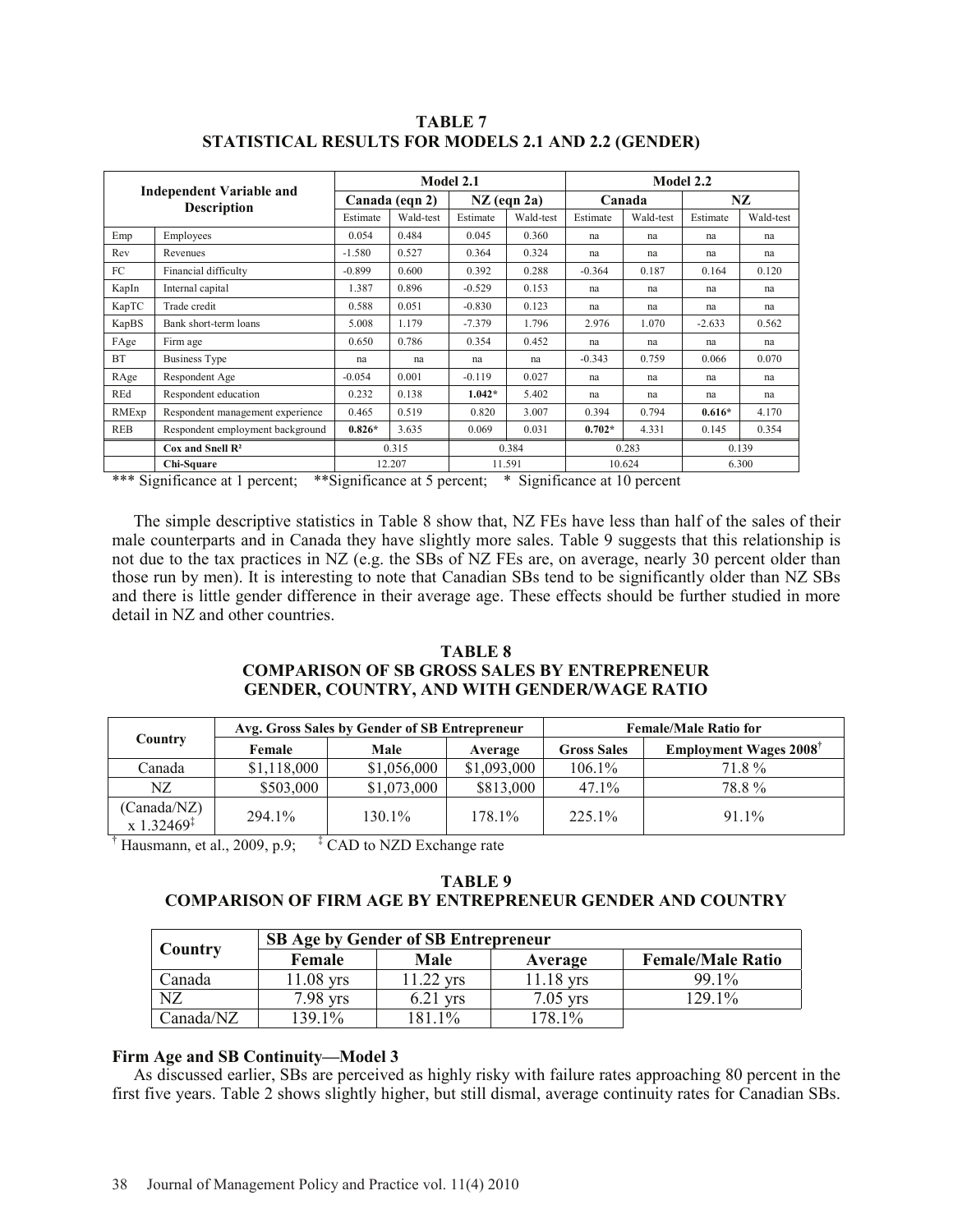**TABLE 7**
**STATISTICAL RESULTS FOR MODELS 2.1 AND 2.2 (GENDER)**

| Independent Variable and Description | | Model 2.1 | | | | Model 2.2 | | | |
|---|---|---|---|---|---|---|---|---|---|
| | | Canada (eqn 2) | | NZ (eqn 2a) | | Canada | | NZ | |
| | | Estimate | Wald-test | Estimate | Wald-test | Estimate | Wald-test | Estimate | Wald-test |
| Emp | Employees | 0.054 | 0.484 | 0.045 | 0.360 | na | na | na | na |
| Rev | Revenues | -1.580 | 0.527 | 0.364 | 0.324 | na | na | na | na |
| FC | Financial difficulty | -0.899 | 0.600 | 0.392 | 0.288 | -0.364 | 0.187 | 0.164 | 0.120 |
| KapIn | Internal capital | 1.387 | 0.896 | -0.529 | 0.153 | na | na | na | na |
| KapTC | Trade credit | 0.588 | 0.051 | -0.830 | 0.123 | na | na | na | na |
| KapBS | Bank short-term loans | 5.008 | 1.179 | -7.379 | 1.796 | 2.976 | 1.070 | -2.633 | 0.562 |
| FAge | Firm age | 0.650 | 0.786 | 0.354 | 0.452 | na | na | na | na |
| BT | Business Type | na | na | na | na | -0.343 | 0.759 | 0.066 | 0.070 |
| RAge | Respondent Age | -0.054 | 0.001 | -0.119 | 0.027 | na | na | na | na |
| REd | Respondent education | 0.232 | 0.138 | **1.042*** | 5.402 | na | na | na | na |
| RMExp | Respondent management experience | 0.465 | 0.519 | 0.820 | 3.007 | 0.394 | 0.794 | **0.616*** | 4.170 |
| REB | Respondent employment background | **0.826*** | 3.635 | 0.069 | 0.031 | **0.702*** | 4.331 | 0.145 | 0.354 |
| | **Cox and Snell $R^2$** | 0.315 | | 0.384 | | 0.283 | | 0.139 | |
| | **Chi-Square** | 12.207 | | 11.591 | | 10.624 | | 6.300 | |

*** Significance at 1 percent; **Significance at 5 percent; * Significance at 10 percent

The simple descriptive statistics in Table 8 show that, NZ FEs have less than half of the sales of their male counterparts and in Canada they have slightly more sales. Table 9 suggests that this relationship is not due to the tax practices in NZ (e.g. the SBs of NZ FEs are, on average, nearly 30 percent older than those run by men). It is interesting to note that Canadian SBs tend to be significantly older than NZ SBs and there is little gender difference in their average age. These effects should be further studied in more detail in NZ and other countries.

**TABLE 8**
**COMPARISON OF SB GROSS SALES BY ENTREPRENEUR GENDER, COUNTRY, AND WITH GENDER/WAGE RATIO**

| Country | Avg. Gross Sales by Gender of SB Entrepreneur | | | Female/Male Ratio for | |
|---|---|---|---|---|---|
| | Female | Male | Average | Gross Sales | Employment Wages 2008[†] |
| Canada | \$1,118,000 | \$1,056,000 | \$1,093,000 | 106.1% | 71.8 % |
| NZ | \$503,000 | \$1,073,000 | \$813,000 | 47.1% | 78.8 % |
| (Canada/NZ) x 1.32469[‡] | 294.1% | 130.1% | 178.1% | 225.1% | 91.1% |

[†] Hausmann, et al., 2009, p.9; [‡] CAD to NZD Exchange rate

**TABLE 9**
**COMPARISON OF FIRM AGE BY ENTREPRENEUR GENDER AND COUNTRY**

| Country | SB Age by Gender of SB Entrepreneur | | | |
|---|---|---|---|---|
| | Female | Male | Average | Female/Male Ratio |
| Canada | 11.08 yrs | 11.22 yrs | 11.18 yrs | 99.1% |
| NZ | 7.98 yrs | 6.21 yrs | 7.05 yrs | 129.1% |
| Canada/NZ | 139.1% | 181.1% | 178.1% | |

### Firm Age and SB Continuity—Model 3

As discussed earlier, SBs are perceived as highly risky with failure rates approaching 80 percent in the first five years. Table 2 shows slightly higher, but still dismal, average continuity rates for Canadian SBs.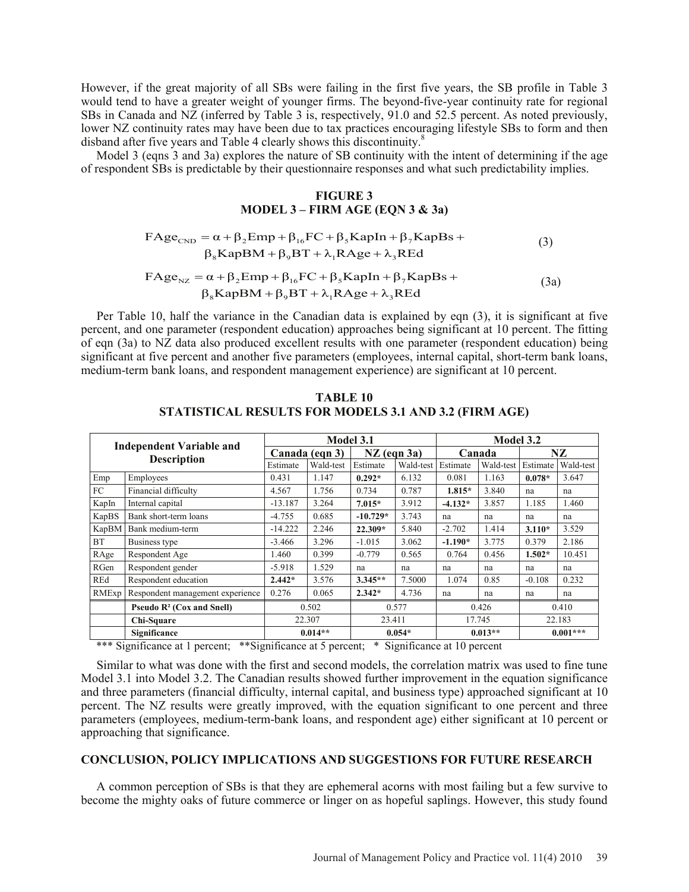However, if the great majority of all SBs were failing in the first five years, the SB profile in Table 3 would tend to have a greater weight of younger firms. The beyond-five-year continuity rate for regional SBs in Canada and NZ (inferred by Table 3 is, respectively, 91.0 and 52.5 percent. As noted previously, lower NZ continuity rates may have been due to tax practices encouraging lifestyle SBs to form and then disband after five years and Table 4 clearly shows this discontinuity.[8]

Model 3 (eqns 3 and 3a) explores the nature of SB continuity with the intent of determining if the age of respondent SBs is predictable by their questionnaire responses and what such predictability implies.

## FIGURE 3
## MODEL 3 – FIRM AGE (EQN 3 & 3a)

$$\mathrm{FAge}_{\mathrm{CND}} = \alpha + \beta_2\mathrm{Emp} + \beta_{16}\mathrm{FC} + \beta_5\mathrm{KapIn} + \beta_7\mathrm{KapBs} + \beta_8\mathrm{KapBM} + \beta_9\mathrm{BT} + \lambda_1\mathrm{RAge} + \lambda_3\mathrm{REd} \quad (3)$$

$$\mathrm{FAge}_{\mathrm{NZ}} = \alpha + \beta_2\mathrm{Emp} + \beta_{16}\mathrm{FC} + \beta_5\mathrm{KapIn} + \beta_7\mathrm{KapBs} + \beta_8\mathrm{KapBM} + \beta_9\mathrm{BT} + \lambda_1\mathrm{RAge} + \lambda_3\mathrm{REd} \quad (3a)$$

Per Table 10, half the variance in the Canadian data is explained by eqn (3), it is significant at five percent, and one parameter (respondent education) approaches being significant at 10 percent. The fitting of eqn (3a) to NZ data also produced excellent results with one parameter (respondent education) being significant at five percent and another five parameters (employees, internal capital, short-term bank loans, medium-term bank loans, and respondent management experience) are significant at 10 percent.

## TABLE 10
## STATISTICAL RESULTS FOR MODELS 3.1 AND 3.2 (FIRM AGE)

| Independent Variable and Description | | Model 3.1 | | | | Model 3.2 | | | |
|---|---|---|---|---|---|---|---|---|---|
| | | Canada (eqn 3) | | NZ (eqn 3a) | | Canada | | NZ | |
| | | Estimate | Wald-test | Estimate | Wald-test | Estimate | Wald-test | Estimate | Wald-test |
| Emp | Employees | 0.431 | 1.147 | **0.292*** | 6.132 | 0.081 | 1.163 | **0.078*** | 3.647 |
| FC | Financial difficulty | 4.567 | 1.756 | 0.734 | 0.787 | **1.815*** | 3.840 | na | na |
| KapIn | Internal capital | -13.187 | 3.264 | **7.015*** | 3.912 | **-4.132*** | 3.857 | 1.185 | 1.460 |
| KapBS | Bank short-term loans | -4.755 | 0.685 | **-10.729*** | 3.743 | na | na | na | na |
| KapBM | Bank medium-term | -14.222 | 2.246 | **22.309*** | 5.840 | -2.702 | 1.414 | **3.110*** | 3.529 |
| BT | Business type | -3.466 | 3.296 | -1.015 | 3.062 | **-1.190*** | 3.775 | 0.379 | 2.186 |
| RAge | Respondent Age | 1.460 | 0.399 | -0.779 | 0.565 | 0.764 | 0.456 | **1.502*** | 10.451 |
| RGen | Respondent gender | -5.918 | 1.529 | na | na | na | na | na | na |
| REd | Respondent education | **2.442*** | 3.576 | **3.345**** | 7.5000 | 1.074 | 0.85 | -0.108 | 0.232 |
| RMExp | Respondent management experience | 0.276 | 0.065 | **2.342*** | 4.736 | na | na | na | na |
| | **Pseudo R² (Cox and Snell)** | 0.502 | | 0.577 | | 0.426 | | 0.410 | |
| | **Chi-Square** | 22.307 | | 23.411 | | 17.745 | | 22.183 | |
| | **Significance** | **0.014**** | | **0.054*** | | **0.013**** | | **0.001***** | |

*** Significance at 1 percent; **Significance at 5 percent; * Significance at 10 percent

Similar to what was done with the first and second models, the correlation matrix was used to fine tune Model 3.1 into Model 3.2. The Canadian results showed further improvement in the equation significance and three parameters (financial difficulty, internal capital, and business type) approached significant at 10 percent. The NZ results were greatly improved, with the equation significant to one percent and three parameters (employees, medium-term-bank loans, and respondent age) either significant at 10 percent or approaching that significance.

## CONCLUSION, POLICY IMPLICATIONS AND SUGGESTIONS FOR FUTURE RESEARCH

A common perception of SBs is that they are ephemeral acorns with most failing but a few survive to become the mighty oaks of future commerce or linger on as hopeful saplings. However, this study found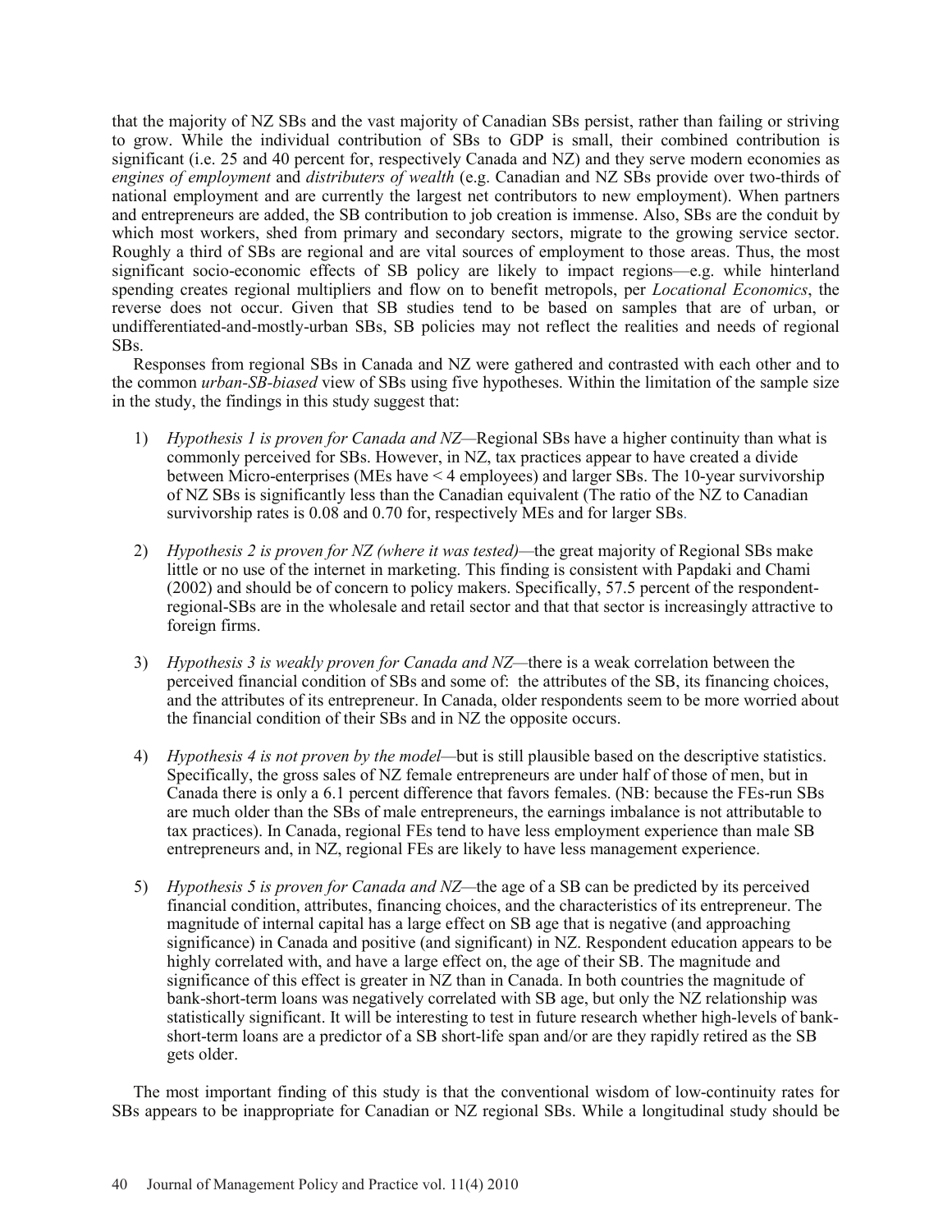that the majority of NZ SBs and the vast majority of Canadian SBs persist, rather than failing or striving to grow. While the individual contribution of SBs to GDP is small, their combined contribution is significant (i.e. 25 and 40 percent for, respectively Canada and NZ) and they serve modern economies as *engines of employment* and *distributers of wealth* (e.g. Canadian and NZ SBs provide over two-thirds of national employment and are currently the largest net contributors to new employment). When partners and entrepreneurs are added, the SB contribution to job creation is immense. Also, SBs are the conduit by which most workers, shed from primary and secondary sectors, migrate to the growing service sector. Roughly a third of SBs are regional and are vital sources of employment to those areas. Thus, the most significant socio-economic effects of SB policy are likely to impact regions—e.g. while hinterland spending creates regional multipliers and flow on to benefit metropols, per *Locational Economics*, the reverse does not occur. Given that SB studies tend to be based on samples that are of urban, or undifferentiated-and-mostly-urban SBs, SB policies may not reflect the realities and needs of regional SBs.

Responses from regional SBs in Canada and NZ were gathered and contrasted with each other and to the common *urban-SB-biased* view of SBs using five hypotheses. Within the limitation of the sample size in the study, the findings in this study suggest that:

1) *Hypothesis 1 is proven for Canada and NZ*—Regional SBs have a higher continuity than what is commonly perceived for SBs. However, in NZ, tax practices appear to have created a divide between Micro-enterprises (MEs have < 4 employees) and larger SBs. The 10-year survivorship of NZ SBs is significantly less than the Canadian equivalent (The ratio of the NZ to Canadian survivorship rates is 0.08 and 0.70 for, respectively MEs and for larger SBs.

2) *Hypothesis 2 is proven for NZ (where it was tested)*—the great majority of Regional SBs make little or no use of the internet in marketing. This finding is consistent with Papdaki and Chami (2002) and should be of concern to policy makers. Specifically, 57.5 percent of the respondent-regional-SBs are in the wholesale and retail sector and that that sector is increasingly attractive to foreign firms.

3) *Hypothesis 3 is weakly proven for Canada and NZ*—there is a weak correlation between the perceived financial condition of SBs and some of: the attributes of the SB, its financing choices, and the attributes of its entrepreneur. In Canada, older respondents seem to be more worried about the financial condition of their SBs and in NZ the opposite occurs.

4) *Hypothesis 4 is not proven by the model*—but is still plausible based on the descriptive statistics. Specifically, the gross sales of NZ female entrepreneurs are under half of those of men, but in Canada there is only a 6.1 percent difference that favors females. (NB: because the FEs-run SBs are much older than the SBs of male entrepreneurs, the earnings imbalance is not attributable to tax practices). In Canada, regional FEs tend to have less employment experience than male SB entrepreneurs and, in NZ, regional FEs are likely to have less management experience.

5) *Hypothesis 5 is proven for Canada and NZ*—the age of a SB can be predicted by its perceived financial condition, attributes, financing choices, and the characteristics of its entrepreneur. The magnitude of internal capital has a large effect on SB age that is negative (and approaching significance) in Canada and positive (and significant) in NZ. Respondent education appears to be highly correlated with, and have a large effect on, the age of their SB. The magnitude and significance of this effect is greater in NZ than in Canada. In both countries the magnitude of bank-short-term loans was negatively correlated with SB age, but only the NZ relationship was statistically significant. It will be interesting to test in future research whether high-levels of bank-short-term loans are a predictor of a SB short-life span and/or are they rapidly retired as the SB gets older.

The most important finding of this study is that the conventional wisdom of low-continuity rates for SBs appears to be inappropriate for Canadian or NZ regional SBs. While a longitudinal study should be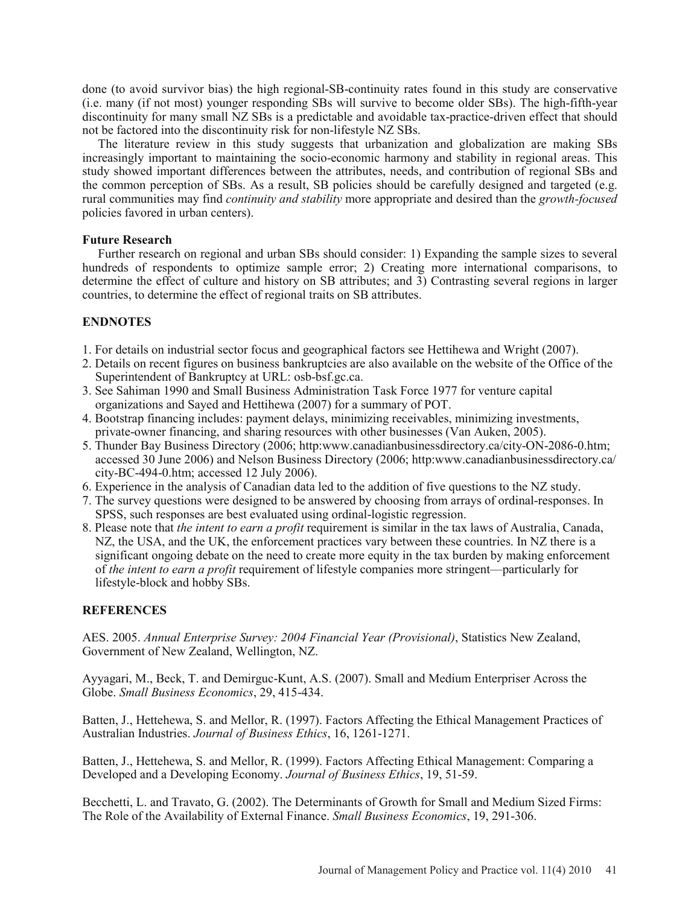done (to avoid survivor bias) the high regional-SB-continuity rates found in this study are conservative (i.e. many (if not most) younger responding SBs will survive to become older SBs). The high-fifth-year discontinuity for many small NZ SBs is a predictable and avoidable tax-practice-driven effect that should not be factored into the discontinuity risk for non-lifestyle NZ SBs.

The literature review in this study suggests that urbanization and globalization are making SBs increasingly important to maintaining the socio-economic harmony and stability in regional areas. This study showed important differences between the attributes, needs, and contribution of regional SBs and the common perception of SBs. As a result, SB policies should be carefully designed and targeted (e.g. rural communities may find *continuity and stability* more appropriate and desired than the *growth-focused* policies favored in urban centers).

**Future Research**

Further research on regional and urban SBs should consider: 1) Expanding the sample sizes to several hundreds of respondents to optimize sample error; 2) Creating more international comparisons, to determine the effect of culture and history on SB attributes; and 3) Contrasting several regions in larger countries, to determine the effect of regional traits on SB attributes.

## ENDNOTES

1. For details on industrial sector focus and geographical factors see Hettihewa and Wright (2007).
2. Details on recent figures on business bankruptcies are also available on the website of the Office of the Superintendent of Bankruptcy at URL: osb-bsf.gc.ca.
3. See Sahiman 1990 and Small Business Administration Task Force 1977 for venture capital organizations and Sayed and Hettihewa (2007) for a summary of POT.
4. Bootstrap financing includes: payment delays, minimizing receivables, minimizing investments, private-owner financing, and sharing resources with other businesses (Van Auken, 2005).
5. Thunder Bay Business Directory (2006; http:www.canadianbusinessdirectory.ca/city-ON-2086-0.htm; accessed 30 June 2006) and Nelson Business Directory (2006; http:www.canadianbusinessdirectory.ca/city-BC-494-0.htm; accessed 12 July 2006).
6. Experience in the analysis of Canadian data led to the addition of five questions to the NZ study.
7. The survey questions were designed to be answered by choosing from arrays of ordinal-responses. In SPSS, such responses are best evaluated using ordinal-logistic regression.
8. Please note that *the intent to earn a profit* requirement is similar in the tax laws of Australia, Canada, NZ, the USA, and the UK, the enforcement practices vary between these countries. In NZ there is a significant ongoing debate on the need to create more equity in the tax burden by making enforcement of *the intent to earn a profit* requirement of lifestyle companies more stringent—particularly for lifestyle-block and hobby SBs.

## REFERENCES

AES. 2005. *Annual Enterprise Survey: 2004 Financial Year (Provisional)*, Statistics New Zealand, Government of New Zealand, Wellington, NZ.

Ayyagari, M., Beck, T. and Demirguc-Kunt, A.S. (2007). Small and Medium Enterpriser Across the Globe. *Small Business Economics*, 29, 415-434.

Batten, J., Hettehewa, S. and Mellor, R. (1997). Factors Affecting the Ethical Management Practices of Australian Industries. *Journal of Business Ethics*, 16, 1261-1271.

Batten, J., Hettehewa, S. and Mellor, R. (1999). Factors Affecting Ethical Management: Comparing a Developed and a Developing Economy. *Journal of Business Ethics*, 19, 51-59.

Becchetti, L. and Travato, G. (2002). The Determinants of Growth for Small and Medium Sized Firms: The Role of the Availability of External Finance. *Small Business Economics*, 19, 291-306.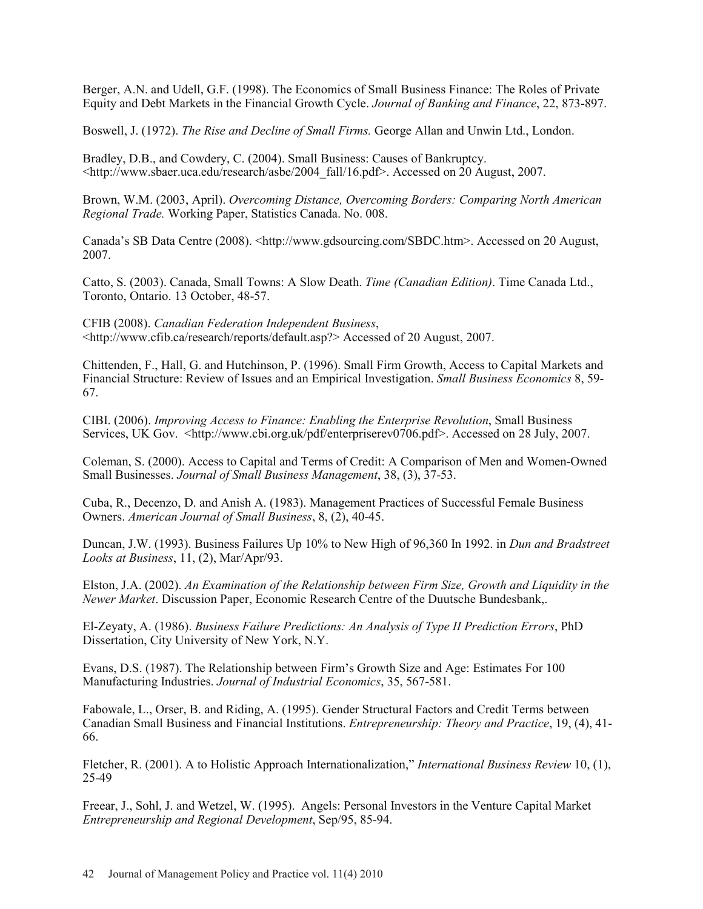Berger, A.N. and Udell, G.F. (1998). The Economics of Small Business Finance: The Roles of Private Equity and Debt Markets in the Financial Growth Cycle. *Journal of Banking and Finance*, 22, 873-897.

Boswell, J. (1972). *The Rise and Decline of Small Firms.* George Allan and Unwin Ltd., London.

Bradley, D.B., and Cowdery, C. (2004). Small Business: Causes of Bankruptcy. <http://www.sbaer.uca.edu/research/asbe/2004_fall/16.pdf>. Accessed on 20 August, 2007.

Brown, W.M. (2003, April). *Overcoming Distance, Overcoming Borders: Comparing North American Regional Trade.* Working Paper, Statistics Canada. No. 008.

Canada's SB Data Centre (2008). <http://www.gdsourcing.com/SBDC.htm>. Accessed on 20 August, 2007.

Catto, S. (2003). Canada, Small Towns: A Slow Death. *Time (Canadian Edition)*. Time Canada Ltd., Toronto, Ontario. 13 October, 48-57.

CFIB (2008). *Canadian Federation Independent Business*, <http://www.cfib.ca/research/reports/default.asp?> Accessed of 20 August, 2007.

Chittenden, F., Hall, G. and Hutchinson, P. (1996). Small Firm Growth, Access to Capital Markets and Financial Structure: Review of Issues and an Empirical Investigation. *Small Business Economics* 8, 59-67.

CIBI. (2006). *Improving Access to Finance: Enabling the Enterprise Revolution*, Small Business Services, UK Gov. <http://www.cbi.org.uk/pdf/enterpriserev0706.pdf>. Accessed on 28 July, 2007.

Coleman, S. (2000). Access to Capital and Terms of Credit: A Comparison of Men and Women-Owned Small Businesses. *Journal of Small Business Management*, 38, (3), 37-53.

Cuba, R., Decenzo, D. and Anish A. (1983). Management Practices of Successful Female Business Owners. *American Journal of Small Business*, 8, (2), 40-45.

Duncan, J.W. (1993). Business Failures Up 10% to New High of 96,360 In 1992. in *Dun and Bradstreet Looks at Business*, 11, (2), Mar/Apr/93.

Elston, J.A. (2002). *An Examination of the Relationship between Firm Size, Growth and Liquidity in the Newer Market*. Discussion Paper, Economic Research Centre of the Duutsche Bundesbank,.

El-Zeyaty, A. (1986). *Business Failure Predictions: An Analysis of Type II Prediction Errors*, PhD Dissertation, City University of New York, N.Y.

Evans, D.S. (1987). The Relationship between Firm's Growth Size and Age: Estimates For 100 Manufacturing Industries. *Journal of Industrial Economics*, 35, 567-581.

Fabowale, L., Orser, B. and Riding, A. (1995). Gender Structural Factors and Credit Terms between Canadian Small Business and Financial Institutions. *Entrepreneurship: Theory and Practice*, 19, (4), 41-66.

Fletcher, R. (2001). A to Holistic Approach Internationalization," *International Business Review* 10, (1), 25-49

Freear, J., Sohl, J. and Wetzel, W. (1995). Angels: Personal Investors in the Venture Capital Market *Entrepreneurship and Regional Development*, Sep/95, 85-94.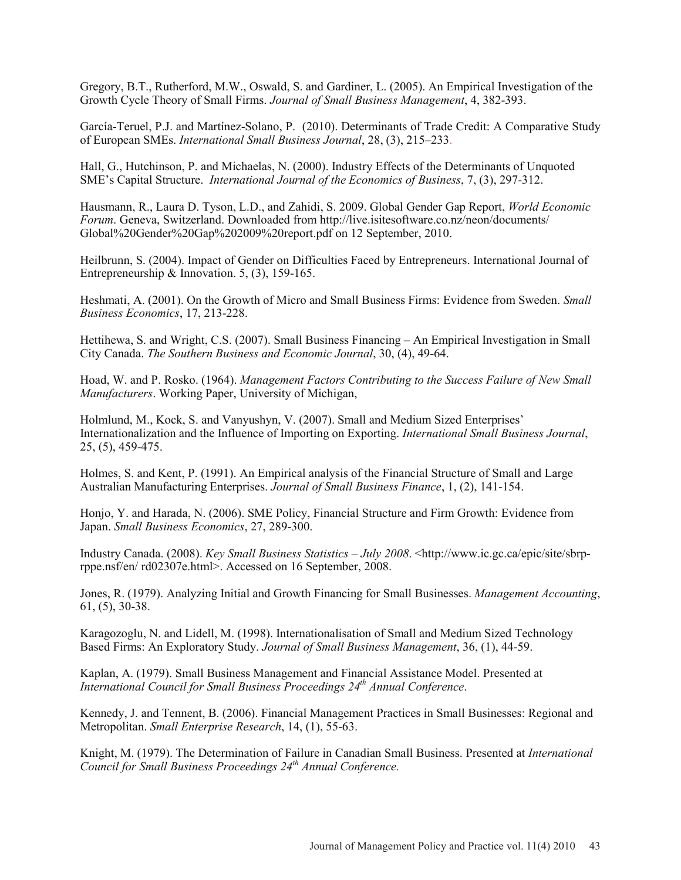Gregory, B.T., Rutherford, M.W., Oswald, S. and Gardiner, L. (2005). An Empirical Investigation of the Growth Cycle Theory of Small Firms. *Journal of Small Business Management*, 4, 382-393.

García-Teruel, P.J. and Martínez-Solano, P. (2010). Determinants of Trade Credit: A Comparative Study of European SMEs. *International Small Business Journal*, 28, (3), 215–233.

Hall, G., Hutchinson, P. and Michaelas, N. (2000). Industry Effects of the Determinants of Unquoted SME's Capital Structure. *International Journal of the Economics of Business*, 7, (3), 297-312.

Hausmann, R., Laura D. Tyson, L.D., and Zahidi, S. 2009. Global Gender Gap Report, *World Economic Forum*. Geneva, Switzerland. Downloaded from http://live.isitesoftware.co.nz/neon/documents/Global%20Gender%20Gap%202009%20report.pdf on 12 September, 2010.

Heilbrunn, S. (2004). Impact of Gender on Difficulties Faced by Entrepreneurs. International Journal of Entrepreneurship & Innovation. 5, (3), 159-165.

Heshmati, A. (2001). On the Growth of Micro and Small Business Firms: Evidence from Sweden. *Small Business Economics*, 17, 213-228.

Hettihewa, S. and Wright, C.S. (2007). Small Business Financing – An Empirical Investigation in Small City Canada. *The Southern Business and Economic Journal*, 30, (4), 49-64.

Hoad, W. and P. Rosko. (1964). *Management Factors Contributing to the Success Failure of New Small Manufacturers*. Working Paper, University of Michigan,

Holmlund, M., Kock, S. and Vanyushyn, V. (2007). Small and Medium Sized Enterprises' Internationalization and the Influence of Importing on Exporting. *International Small Business Journal*, 25, (5), 459-475.

Holmes, S. and Kent, P. (1991). An Empirical analysis of the Financial Structure of Small and Large Australian Manufacturing Enterprises. *Journal of Small Business Finance*, 1, (2), 141-154.

Honjo, Y. and Harada, N. (2006). SME Policy, Financial Structure and Firm Growth: Evidence from Japan. *Small Business Economics*, 27, 289-300.

Industry Canada. (2008). *Key Small Business Statistics – July 2008*. <http://www.ic.gc.ca/epic/site/sbrp-rppe.nsf/en/ rd02307e.html>. Accessed on 16 September, 2008.

Jones, R. (1979). Analyzing Initial and Growth Financing for Small Businesses. *Management Accounting*, 61, (5), 30-38.

Karagozoglu, N. and Lidell, M. (1998). Internationalisation of Small and Medium Sized Technology Based Firms: An Exploratory Study. *Journal of Small Business Management*, 36, (1), 44-59.

Kaplan, A. (1979). Small Business Management and Financial Assistance Model. Presented at *International Council for Small Business Proceedings 24th Annual Conference*.

Kennedy, J. and Tennent, B. (2006). Financial Management Practices in Small Businesses: Regional and Metropolitan. *Small Enterprise Research*, 14, (1), 55-63.

Knight, M. (1979). The Determination of Failure in Canadian Small Business. Presented at *International Council for Small Business Proceedings 24th Annual Conference.*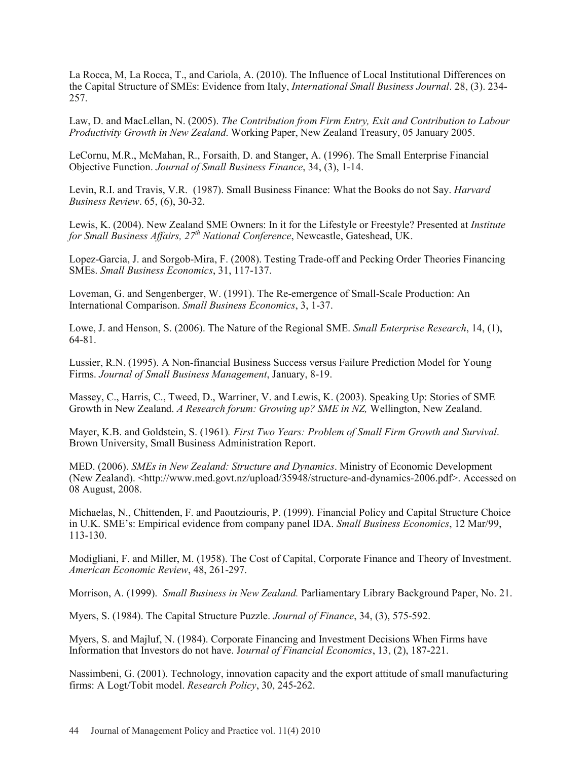La Rocca, M, La Rocca, T., and Cariola, A. (2010). The Influence of Local Institutional Differences on the Capital Structure of SMEs: Evidence from Italy, *International Small Business Journal*. 28, (3). 234-257.

Law, D. and MacLellan, N. (2005). *The Contribution from Firm Entry, Exit and Contribution to Labour Productivity Growth in New Zealand*. Working Paper, New Zealand Treasury, 05 January 2005.

LeCornu, M.R., McMahan, R., Forsaith, D. and Stanger, A. (1996). The Small Enterprise Financial Objective Function. *Journal of Small Business Finance*, 34, (3), 1-14.

Levin, R.I. and Travis, V.R. (1987). Small Business Finance: What the Books do not Say. *Harvard Business Review*. 65, (6), 30-32.

Lewis, K. (2004). New Zealand SME Owners: In it for the Lifestyle or Freestyle? Presented at *Institute for Small Business Affairs, 27th National Conference*, Newcastle, Gateshead, UK.

Lopez-Garcia, J. and Sorgob-Mira, F. (2008). Testing Trade-off and Pecking Order Theories Financing SMEs. *Small Business Economics*, 31, 117-137.

Loveman, G. and Sengenberger, W. (1991). The Re-emergence of Small-Scale Production: An International Comparison. *Small Business Economics*, 3, 1-37.

Lowe, J. and Henson, S. (2006). The Nature of the Regional SME. *Small Enterprise Research*, 14, (1), 64-81.

Lussier, R.N. (1995). A Non-financial Business Success versus Failure Prediction Model for Young Firms. *Journal of Small Business Management*, January, 8-19.

Massey, C., Harris, C., Tweed, D., Warriner, V. and Lewis, K. (2003). Speaking Up: Stories of SME Growth in New Zealand. *A Research forum: Growing up? SME in NZ,* Wellington, New Zealand.

Mayer, K.B. and Goldstein, S. (1961). *First Two Years: Problem of Small Firm Growth and Survival*. Brown University, Small Business Administration Report.

MED. (2006). *SMEs in New Zealand: Structure and Dynamics*. Ministry of Economic Development (New Zealand). <http://www.med.govt.nz/upload/35948/structure-and-dynamics-2006.pdf>. Accessed on 08 August, 2008.

Michaelas, N., Chittenden, F. and Paoutziouris, P. (1999). Financial Policy and Capital Structure Choice in U.K. SME's: Empirical evidence from company panel IDA. *Small Business Economics*, 12 Mar/99, 113-130.

Modigliani, F. and Miller, M. (1958). The Cost of Capital, Corporate Finance and Theory of Investment. *American Economic Review*, 48, 261-297.

Morrison, A. (1999). *Small Business in New Zealand.* Parliamentary Library Background Paper, No. 21.

Myers, S. (1984). The Capital Structure Puzzle. *Journal of Finance*, 34, (3), 575-592.

Myers, S. and Majluf, N. (1984). Corporate Financing and Investment Decisions When Firms have Information that Investors do not have. J*ournal of Financial Economics*, 13, (2), 187-221.

Nassimbeni, G. (2001). Technology, innovation capacity and the export attitude of small manufacturing firms: A Logt/Tobit model. *Research Policy*, 30, 245-262.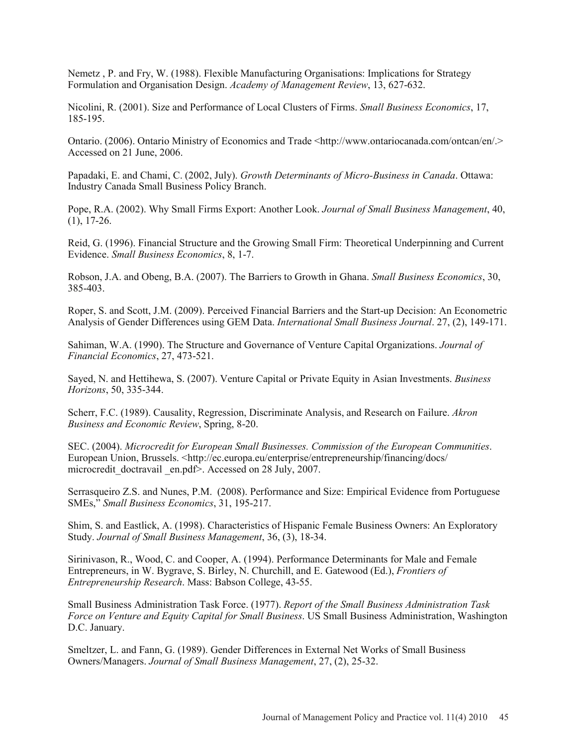Nemetz , P. and Fry, W. (1988). Flexible Manufacturing Organisations: Implications for Strategy Formulation and Organisation Design. *Academy of Management Review*, 13, 627-632.

Nicolini, R. (2001). Size and Performance of Local Clusters of Firms. *Small Business Economics*, 17, 185-195.

Ontario. (2006). Ontario Ministry of Economics and Trade <http://www.ontariocanada.com/ontcan/en/.> Accessed on 21 June, 2006.

Papadaki, E. and Chami, C. (2002, July). *Growth Determinants of Micro-Business in Canada*. Ottawa: Industry Canada Small Business Policy Branch.

Pope, R.A. (2002). Why Small Firms Export: Another Look. *Journal of Small Business Management*, 40, (1), 17-26.

Reid, G. (1996). Financial Structure and the Growing Small Firm: Theoretical Underpinning and Current Evidence. *Small Business Economics*, 8, 1-7.

Robson, J.A. and Obeng, B.A. (2007). The Barriers to Growth in Ghana. *Small Business Economics*, 30, 385-403.

Roper, S. and Scott, J.M. (2009). Perceived Financial Barriers and the Start-up Decision: An Econometric Analysis of Gender Differences using GEM Data. *International Small Business Journal*. 27, (2), 149-171.

Sahiman, W.A. (1990). The Structure and Governance of Venture Capital Organizations. *Journal of Financial Economics*, 27, 473-521.

Sayed, N. and Hettihewa, S. (2007). Venture Capital or Private Equity in Asian Investments. *Business Horizons*, 50, 335-344.

Scherr, F.C. (1989). Causality, Regression, Discriminate Analysis, and Research on Failure. *Akron Business and Economic Review*, Spring, 8-20.

SEC. (2004). *Microcredit for European Small Businesses. Commission of the European Communities*. European Union, Brussels. <http://ec.europa.eu/enterprise/entrepreneurship/financing/docs/microcredit_doctravail _en.pdf>. Accessed on 28 July, 2007.

Serrasqueiro Z.S. and Nunes, P.M. (2008). Performance and Size: Empirical Evidence from Portuguese SMEs," *Small Business Economics*, 31, 195-217.

Shim, S. and Eastlick, A. (1998). Characteristics of Hispanic Female Business Owners: An Exploratory Study. *Journal of Small Business Management*, 36, (3), 18-34.

Sirinivason, R., Wood, C. and Cooper, A. (1994). Performance Determinants for Male and Female Entrepreneurs, in W. Bygrave, S. Birley, N. Churchill, and E. Gatewood (Ed.), *Frontiers of Entrepreneurship Research*. Mass: Babson College, 43-55.

Small Business Administration Task Force. (1977). *Report of the Small Business Administration Task Force on Venture and Equity Capital for Small Business*. US Small Business Administration, Washington D.C. January.

Smeltzer, L. and Fann, G. (1989). Gender Differences in External Net Works of Small Business Owners/Managers. *Journal of Small Business Management*, 27, (2), 25-32.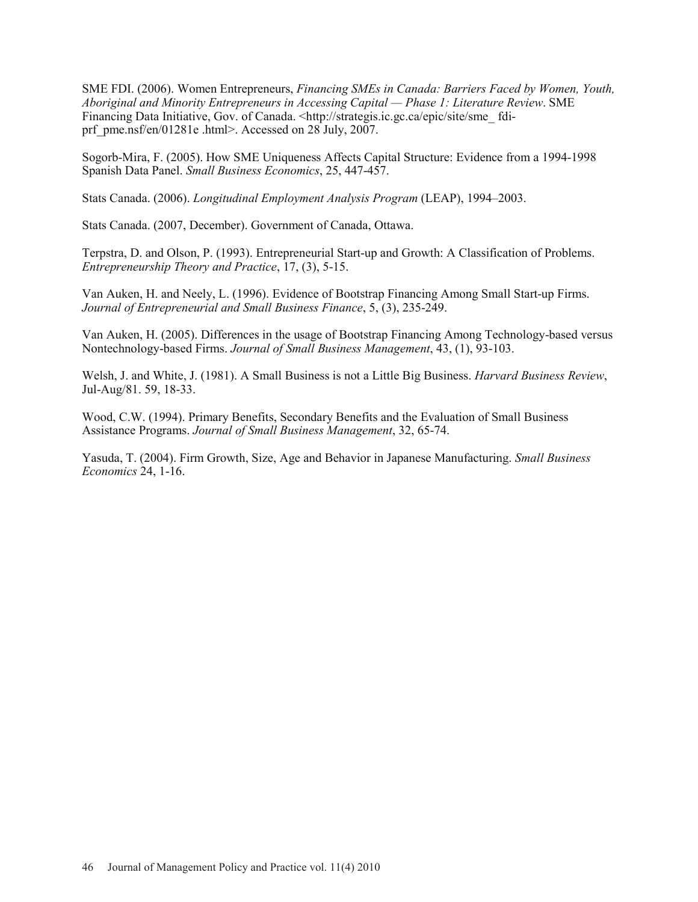SME FDI. (2006). Women Entrepreneurs, *Financing SMEs in Canada: Barriers Faced by Women, Youth, Aboriginal and Minority Entrepreneurs in Accessing Capital — Phase 1: Literature Review*. SME Financing Data Initiative, Gov. of Canada. <http://strategis.ic.gc.ca/epic/site/sme_ fdi-prf_pme.nsf/en/01281e .html>. Accessed on 28 July, 2007.

Sogorb-Mira, F. (2005). How SME Uniqueness Affects Capital Structure: Evidence from a 1994-1998 Spanish Data Panel. *Small Business Economics*, 25, 447-457.

Stats Canada. (2006). *Longitudinal Employment Analysis Program* (LEAP), 1994–2003.

Stats Canada. (2007, December). Government of Canada, Ottawa.

Terpstra, D. and Olson, P. (1993). Entrepreneurial Start-up and Growth: A Classification of Problems. *Entrepreneurship Theory and Practice*, 17, (3), 5-15.

Van Auken, H. and Neely, L. (1996). Evidence of Bootstrap Financing Among Small Start-up Firms. *Journal of Entrepreneurial and Small Business Finance*, 5, (3), 235-249.

Van Auken, H. (2005). Differences in the usage of Bootstrap Financing Among Technology-based versus Nontechnology-based Firms. *Journal of Small Business Management*, 43, (1), 93-103.

Welsh, J. and White, J. (1981). A Small Business is not a Little Big Business. *Harvard Business Review*, Jul-Aug/81. 59, 18-33.

Wood, C.W. (1994). Primary Benefits, Secondary Benefits and the Evaluation of Small Business Assistance Programs. *Journal of Small Business Management*, 32, 65-74.

Yasuda, T. (2004). Firm Growth, Size, Age and Behavior in Japanese Manufacturing. *Small Business Economics* 24, 1-16.